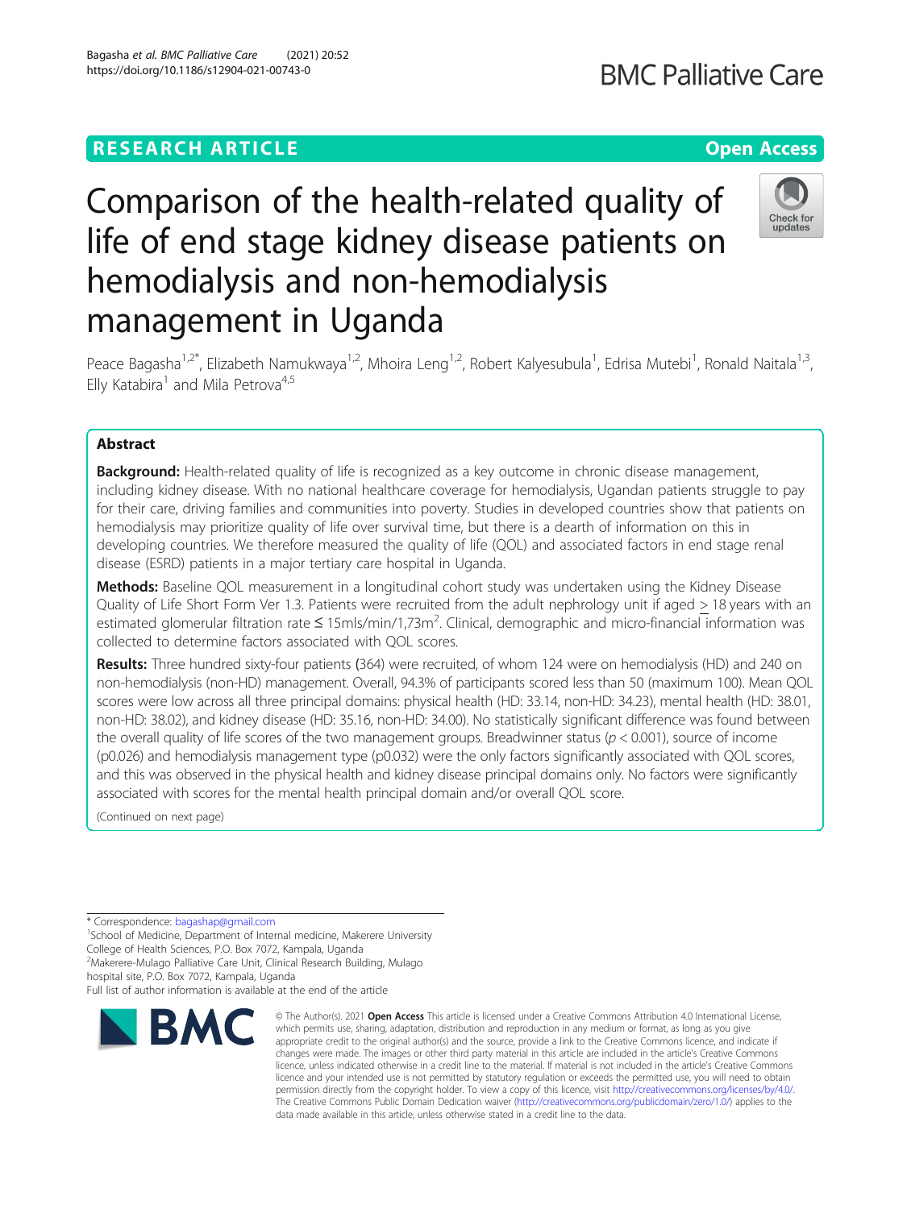RESEARCH ARTICLE

Open Access

# Comparison of the health-related quality of life of end stage kidney disease patients on hemodialysis and non-hemodialysis management in Uganda

Peace Bagasha[1,2*], Elizabeth Namukwaya[1,2], Mhoira Leng[1,2], Robert Kalyesubula[1], Edrisa Mutebi[1], Ronald Naitala[1,3], Elly Katabira[1] and Mila Petrova[4,5]

## Abstract

**Background:** Health-related quality of life is recognized as a key outcome in chronic disease management, including kidney disease. With no national healthcare coverage for hemodialysis, Ugandan patients struggle to pay for their care, driving families and communities into poverty. Studies in developed countries show that patients on hemodialysis may prioritize quality of life over survival time, but there is a dearth of information on this in developing countries. We therefore measured the quality of life (QOL) and associated factors in end stage renal disease (ESRD) patients in a major tertiary care hospital in Uganda.

**Methods:** Baseline QOL measurement in a longitudinal cohort study was undertaken using the Kidney Disease Quality of Life Short Form Ver 1.3. Patients were recruited from the adult nephrology unit if aged ≥ 18 years with an estimated glomerular filtration rate ≤ 15mls/min/1,73m$^2$. Clinical, demographic and micro-financial information was collected to determine factors associated with QOL scores.

**Results:** Three hundred sixty-four patients (364) were recruited, of whom 124 were on hemodialysis (HD) and 240 on non-hemodialysis (non-HD) management. Overall, 94.3% of participants scored less than 50 (maximum 100). Mean QOL scores were low across all three principal domains: physical health (HD: 33.14, non-HD: 34.23), mental health (HD: 38.01, non-HD: 38.02), and kidney disease (HD: 35.16, non-HD: 34.00). No statistically significant difference was found between the overall quality of life scores of the two management groups. Breadwinner status ($p < 0.001$), source of income (p0.026) and hemodialysis management type (p0.032) were the only factors significantly associated with QOL scores, and this was observed in the physical health and kidney disease principal domains only. No factors were significantly associated with scores for the mental health principal domain and/or overall QOL score.

(Continued on next page)

\* Correspondence: bagashap@gmail.com
[1]School of Medicine, Department of Internal medicine, Makerere University College of Health Sciences, P.O. Box 7072, Kampala, Uganda
[2]Makerere-Mulago Palliative Care Unit, Clinical Research Building, Mulago hospital site, P.O. Box 7072, Kampala, Uganda
Full list of author information is available at the end of the article

© The Author(s). 2021 **Open Access** This article is licensed under a Creative Commons Attribution 4.0 International License, which permits use, sharing, adaptation, distribution and reproduction in any medium or format, as long as you give appropriate credit to the original author(s) and the source, provide a link to the Creative Commons licence, and indicate if changes were made. The images or other third party material in this article are included in the article's Creative Commons licence, unless indicated otherwise in a credit line to the material. If material is not included in the article's Creative Commons licence and your intended use is not permitted by statutory regulation or exceeds the permitted use, you will need to obtain permission directly from the copyright holder. To view a copy of this licence, visit http://creativecommons.org/licenses/by/4.0/. The Creative Commons Public Domain Dedication waiver (http://creativecommons.org/publicdomain/zero/1.0/) applies to the data made available in this article, unless otherwise stated in a credit line to the data.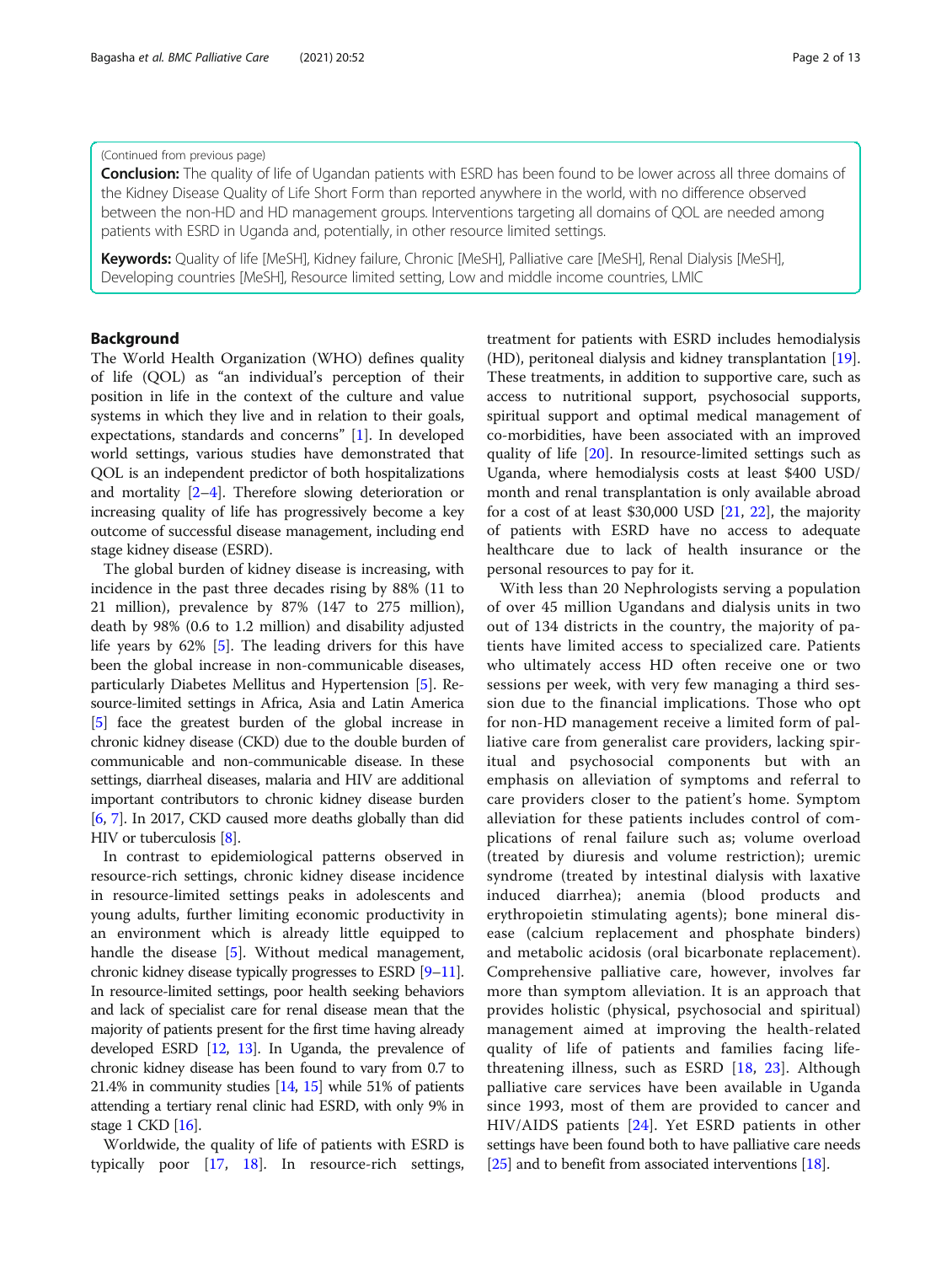(Continued from previous page)

**Conclusion:** The quality of life of Ugandan patients with ESRD has been found to be lower across all three domains of the Kidney Disease Quality of Life Short Form than reported anywhere in the world, with no difference observed between the non-HD and HD management groups. Interventions targeting all domains of QOL are needed among patients with ESRD in Uganda and, potentially, in other resource limited settings.

**Keywords:** Quality of life [MeSH], Kidney failure, Chronic [MeSH], Palliative care [MeSH], Renal Dialysis [MeSH], Developing countries [MeSH], Resource limited setting, Low and middle income countries, LMIC

## Background

The World Health Organization (WHO) defines quality of life (QOL) as "an individual's perception of their position in life in the context of the culture and value systems in which they live and in relation to their goals, expectations, standards and concerns" [1]. In developed world settings, various studies have demonstrated that QOL is an independent predictor of both hospitalizations and mortality [2–4]. Therefore slowing deterioration or increasing quality of life has progressively become a key outcome of successful disease management, including end stage kidney disease (ESRD).

The global burden of kidney disease is increasing, with incidence in the past three decades rising by 88% (11 to 21 million), prevalence by 87% (147 to 275 million), death by 98% (0.6 to 1.2 million) and disability adjusted life years by 62% [5]. The leading drivers for this have been the global increase in non-communicable diseases, particularly Diabetes Mellitus and Hypertension [5]. Resource-limited settings in Africa, Asia and Latin America [5] face the greatest burden of the global increase in chronic kidney disease (CKD) due to the double burden of communicable and non-communicable disease. In these settings, diarrheal diseases, malaria and HIV are additional important contributors to chronic kidney disease burden [6, 7]. In 2017, CKD caused more deaths globally than did HIV or tuberculosis [8].

In contrast to epidemiological patterns observed in resource-rich settings, chronic kidney disease incidence in resource-limited settings peaks in adolescents and young adults, further limiting economic productivity in an environment which is already little equipped to handle the disease [5]. Without medical management, chronic kidney disease typically progresses to ESRD [9–11]. In resource-limited settings, poor health seeking behaviors and lack of specialist care for renal disease mean that the majority of patients present for the first time having already developed ESRD [12, 13]. In Uganda, the prevalence of chronic kidney disease has been found to vary from 0.7 to 21.4% in community studies [14, 15] while 51% of patients attending a tertiary renal clinic had ESRD, with only 9% in stage 1 CKD [16].

Worldwide, the quality of life of patients with ESRD is typically poor [17, 18]. In resource-rich settings, treatment for patients with ESRD includes hemodialysis (HD), peritoneal dialysis and kidney transplantation [19]. These treatments, in addition to supportive care, such as access to nutritional support, psychosocial supports, spiritual support and optimal medical management of co-morbidities, have been associated with an improved quality of life [20]. In resource-limited settings such as Uganda, where hemodialysis costs at least $400 USD/month and renal transplantation is only available abroad for a cost of at least $30,000 USD [21, 22], the majority of patients with ESRD have no access to adequate healthcare due to lack of health insurance or the personal resources to pay for it.

With less than 20 Nephrologists serving a population of over 45 million Ugandans and dialysis units in two out of 134 districts in the country, the majority of patients have limited access to specialized care. Patients who ultimately access HD often receive one or two sessions per week, with very few managing a third session due to the financial implications. Those who opt for non-HD management receive a limited form of palliative care from generalist care providers, lacking spiritual and psychosocial components but with an emphasis on alleviation of symptoms and referral to care providers closer to the patient's home. Symptom alleviation for these patients includes control of complications of renal failure such as; volume overload (treated by diuresis and volume restriction); uremic syndrome (treated by intestinal dialysis with laxative induced diarrhea); anemia (blood products and erythropoietin stimulating agents); bone mineral disease (calcium replacement and phosphate binders) and metabolic acidosis (oral bicarbonate replacement). Comprehensive palliative care, however, involves far more than symptom alleviation. It is an approach that provides holistic (physical, psychosocial and spiritual) management aimed at improving the health-related quality of life of patients and families facing life-threatening illness, such as ESRD [18, 23]. Although palliative care services have been available in Uganda since 1993, most of them are provided to cancer and HIV/AIDS patients [24]. Yet ESRD patients in other settings have been found both to have palliative care needs [25] and to benefit from associated interventions [18].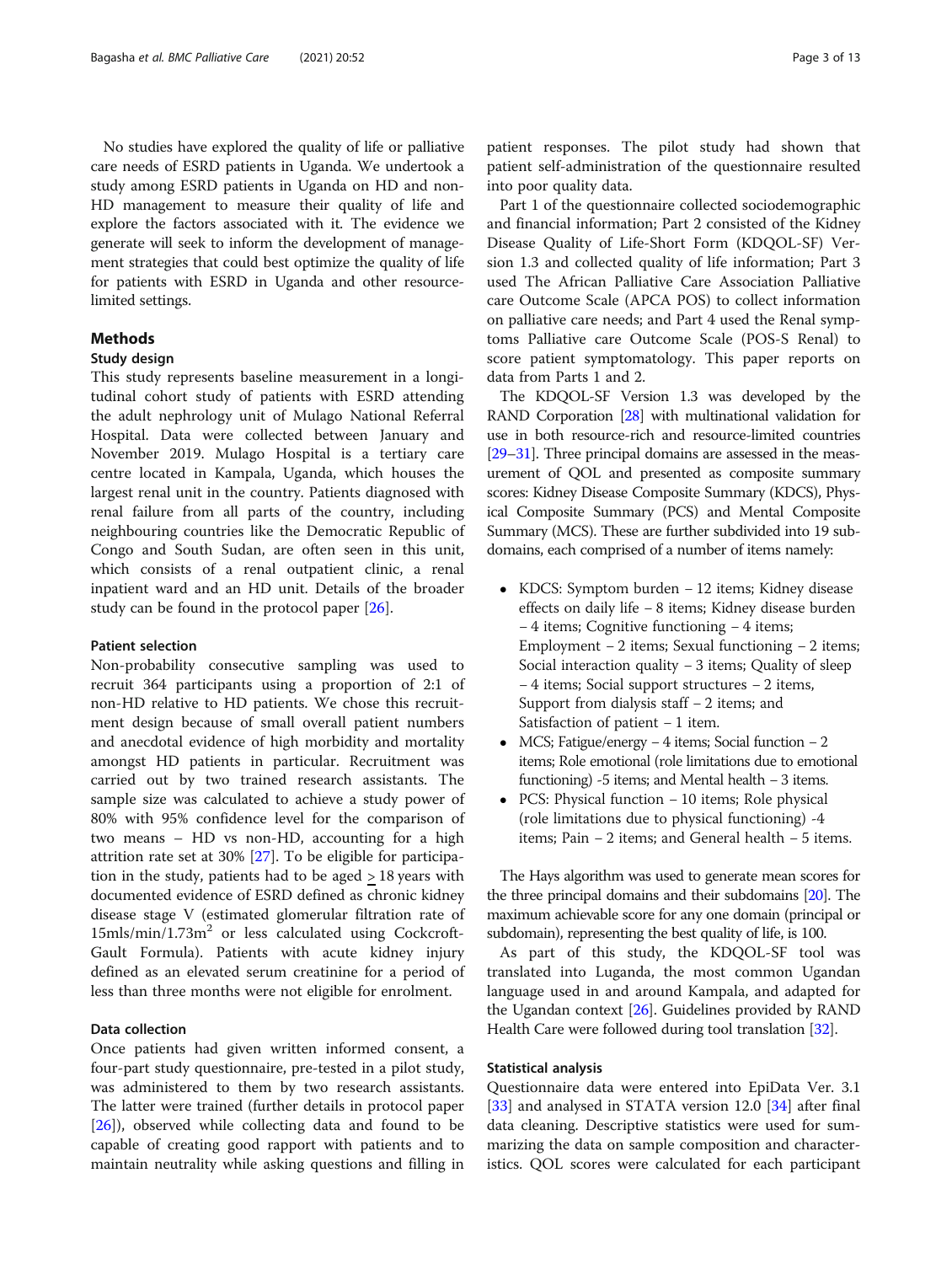No studies have explored the quality of life or palliative care needs of ESRD patients in Uganda. We undertook a study among ESRD patients in Uganda on HD and non-HD management to measure their quality of life and explore the factors associated with it. The evidence we generate will seek to inform the development of management strategies that could best optimize the quality of life for patients with ESRD in Uganda and other resource-limited settings.

## Methods

### Study design

This study represents baseline measurement in a longitudinal cohort study of patients with ESRD attending the adult nephrology unit of Mulago National Referral Hospital. Data were collected between January and November 2019. Mulago Hospital is a tertiary care centre located in Kampala, Uganda, which houses the largest renal unit in the country. Patients diagnosed with renal failure from all parts of the country, including neighbouring countries like the Democratic Republic of Congo and South Sudan, are often seen in this unit, which consists of a renal outpatient clinic, a renal inpatient ward and an HD unit. Details of the broader study can be found in the protocol paper [26].

### Patient selection

Non-probability consecutive sampling was used to recruit 364 participants using a proportion of 2:1 of non-HD relative to HD patients. We chose this recruitment design because of small overall patient numbers and anecdotal evidence of high morbidity and mortality amongst HD patients in particular. Recruitment was carried out by two trained research assistants. The sample size was calculated to achieve a study power of 80% with 95% confidence level for the comparison of two means – HD vs non-HD, accounting for a high attrition rate set at 30% [27]. To be eligible for participation in the study, patients had to be aged ≥ 18 years with documented evidence of ESRD defined as chronic kidney disease stage V (estimated glomerular filtration rate of 15mls/min/1.73m$^2$ or less calculated using Cockcroft-Gault Formula). Patients with acute kidney injury defined as an elevated serum creatinine for a period of less than three months were not eligible for enrolment.

### Data collection

Once patients had given written informed consent, a four-part study questionnaire, pre-tested in a pilot study, was administered to them by two research assistants. The latter were trained (further details in protocol paper [26]), observed while collecting data and found to be capable of creating good rapport with patients and to maintain neutrality while asking questions and filling in patient responses. The pilot study had shown that patient self-administration of the questionnaire resulted into poor quality data.

Part 1 of the questionnaire collected sociodemographic and financial information; Part 2 consisted of the Kidney Disease Quality of Life-Short Form (KDQOL-SF) Version 1.3 and collected quality of life information; Part 3 used The African Palliative Care Association Palliative care Outcome Scale (APCA POS) to collect information on palliative care needs; and Part 4 used the Renal symptoms Palliative care Outcome Scale (POS-S Renal) to score patient symptomatology. This paper reports on data from Parts 1 and 2.

The KDQOL-SF Version 1.3 was developed by the RAND Corporation [28] with multinational validation for use in both resource-rich and resource-limited countries [29–31]. Three principal domains are assessed in the measurement of QOL and presented as composite summary scores: Kidney Disease Composite Summary (KDCS), Physical Composite Summary (PCS) and Mental Composite Summary (MCS). These are further subdivided into 19 subdomains, each comprised of a number of items namely:

- KDCS: Symptom burden – 12 items; Kidney disease effects on daily life – 8 items; Kidney disease burden – 4 items; Cognitive functioning – 4 items; Employment – 2 items; Sexual functioning – 2 items; Social interaction quality – 3 items; Quality of sleep – 4 items; Social support structures – 2 items, Support from dialysis staff – 2 items; and Satisfaction of patient – 1 item.
- MCS; Fatigue/energy – 4 items; Social function – 2 items; Role emotional (role limitations due to emotional functioning) -5 items; and Mental health – 3 items.
- PCS: Physical function – 10 items; Role physical (role limitations due to physical functioning) -4 items; Pain – 2 items; and General health – 5 items.

The Hays algorithm was used to generate mean scores for the three principal domains and their subdomains [20]. The maximum achievable score for any one domain (principal or subdomain), representing the best quality of life, is 100.

As part of this study, the KDQOL-SF tool was translated into Luganda, the most common Ugandan language used in and around Kampala, and adapted for the Ugandan context [26]. Guidelines provided by RAND Health Care were followed during tool translation [32].

### Statistical analysis

Questionnaire data were entered into EpiData Ver. 3.1 [33] and analysed in STATA version 12.0 [34] after final data cleaning. Descriptive statistics were used for summarizing the data on sample composition and characteristics. QOL scores were calculated for each participant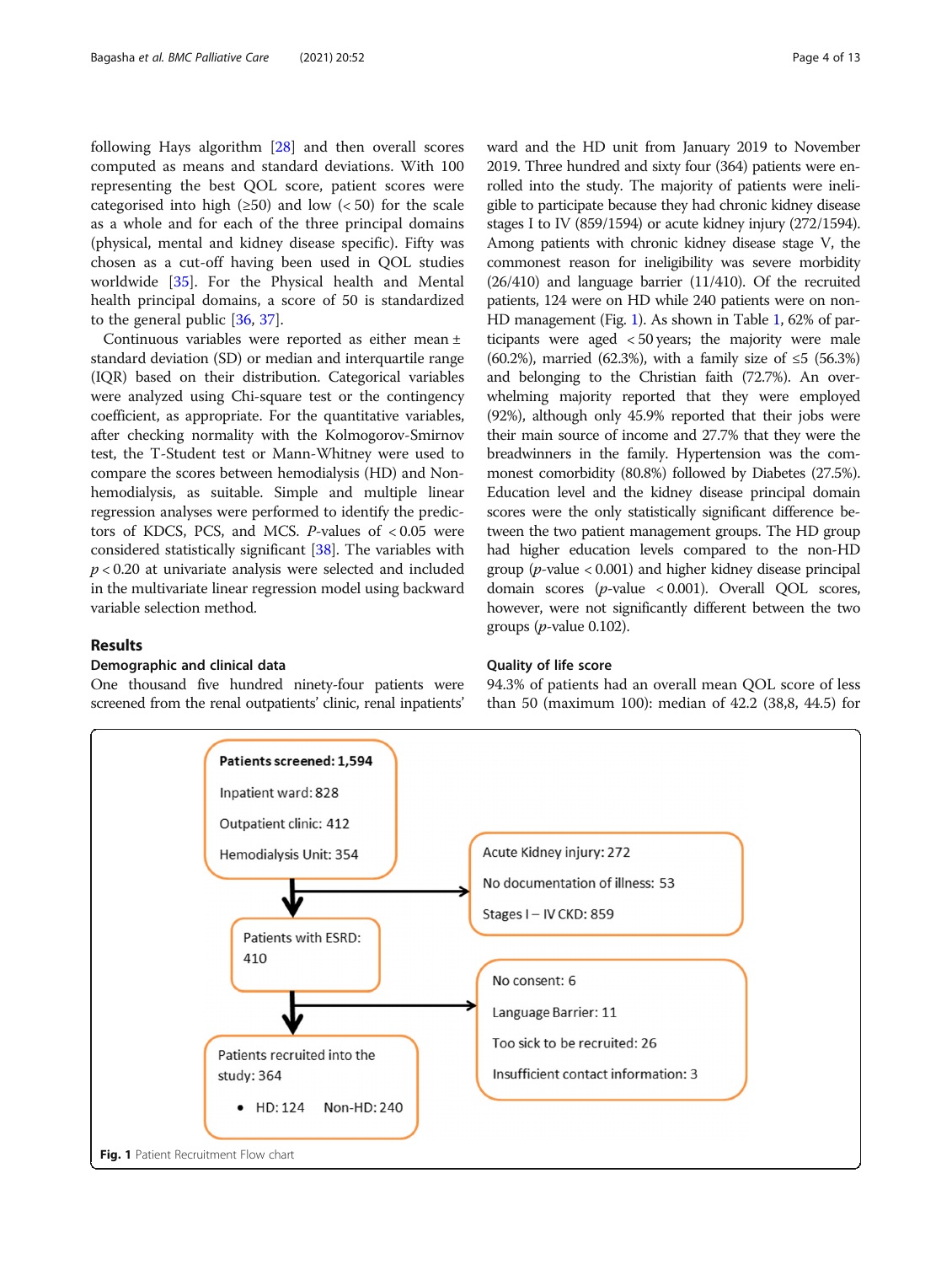following Hays algorithm [28] and then overall scores computed as means and standard deviations. With 100 representing the best QOL score, patient scores were categorised into high (≥50) and low (< 50) for the scale as a whole and for each of the three principal domains (physical, mental and kidney disease specific). Fifty was chosen as a cut-off having been used in QOL studies worldwide [35]. For the Physical health and Mental health principal domains, a score of 50 is standardized to the general public [36, 37].

Continuous variables were reported as either mean ± standard deviation (SD) or median and interquartile range (IQR) based on their distribution. Categorical variables were analyzed using Chi-square test or the contingency coefficient, as appropriate. For the quantitative variables, after checking normality with the Kolmogorov-Smirnov test, the T-Student test or Mann-Whitney were used to compare the scores between hemodialysis (HD) and Non-hemodialysis, as suitable. Simple and multiple linear regression analyses were performed to identify the predictors of KDCS, PCS, and MCS. *P*-values of < 0.05 were considered statistically significant [38]. The variables with $p < 0.20$ at univariate analysis were selected and included in the multivariate linear regression model using backward variable selection method.

## Results

### Demographic and clinical data

One thousand five hundred ninety-four patients were screened from the renal outpatients' clinic, renal inpatients' ward and the HD unit from January 2019 to November 2019. Three hundred and sixty four (364) patients were enrolled into the study. The majority of patients were ineligible to participate because they had chronic kidney disease stages I to IV (859/1594) or acute kidney injury (272/1594). Among patients with chronic kidney disease stage V, the commonest reason for ineligibility was severe morbidity (26/410) and language barrier (11/410). Of the recruited patients, 124 were on HD while 240 patients were on non-HD management (Fig. 1). As shown in Table 1, 62% of participants were aged < 50 years; the majority were male (60.2%), married (62.3%), with a family size of ≤5 (56.3%) and belonging to the Christian faith (72.7%). An overwhelming majority reported that they were employed (92%), although only 45.9% reported that their jobs were their main source of income and 27.7% that they were the breadwinners in the family. Hypertension was the commonest comorbidity (80.8%) followed by Diabetes (27.5%). Education level and the kidney disease principal domain scores were the only statistically significant difference between the two patient management groups. The HD group had higher education levels compared to the non-HD group (*p*-value < 0.001) and higher kidney disease principal domain scores (*p*-value < 0.001). Overall QOL scores, however, were not significantly different between the two groups (*p*-value 0.102).

### Quality of life score

94.3% of patients had an overall mean QOL score of less than 50 (maximum 100): median of 42.2 (38,8, 44.5) for

**Patients screened: 1,594**
Inpatient ward: 828
Outpatient clinic: 412
Hemodialysis Unit: 354

→ Acute Kidney injury: 272
No documentation of illness: 53
Stages I – IV CKD: 859

Patients with ESRD: 410

→ No consent: 6
Language Barrier: 11
Too sick to be recruited: 26
Insufficient contact information: 3

Patients recruited into the study: 364
- HD: 124 Non-HD: 240

**Fig. 1** Patient Recruitment Flow chart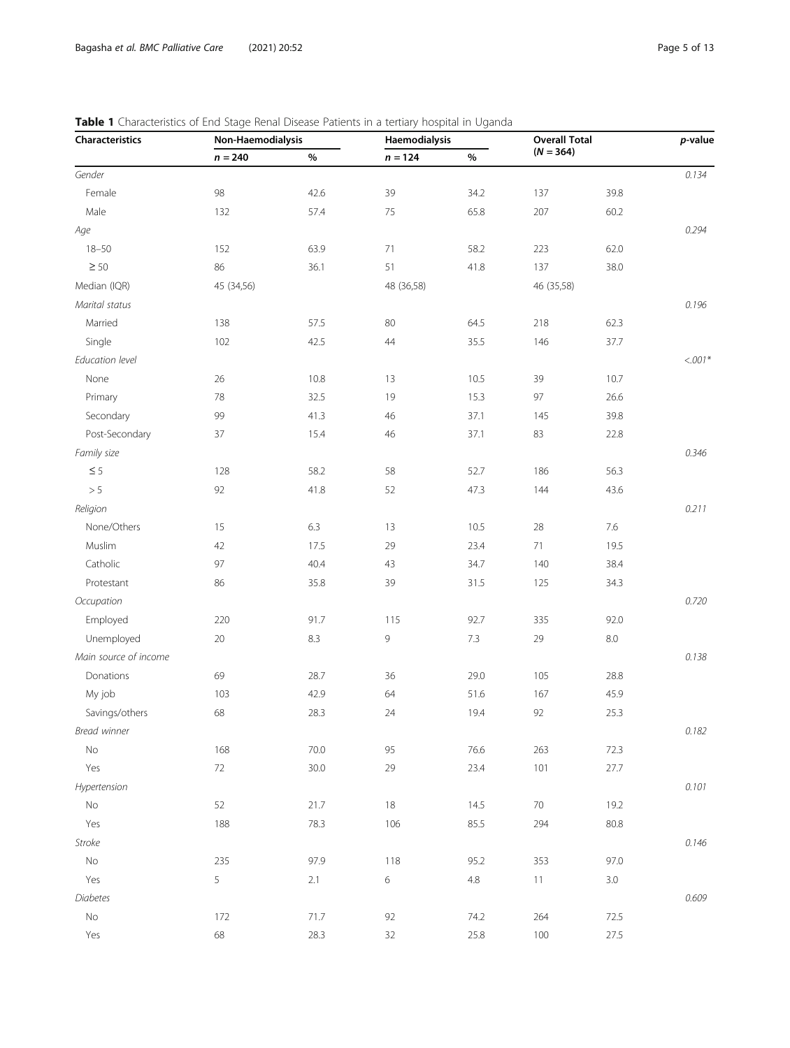**Table 1** Characteristics of End Stage Renal Disease Patients in a tertiary hospital in Uganda

| Characteristics | Non-Haemodialysis | | Haemodialysis | | Overall Total | | *p*-value |
|---|---|---|---|---|---|---|---|
| | *n* = 240 | % | *n* = 124 | % | (*N* = 364) | | |
| *Gender* | | | | | | | *0.134* |
| Female | 98 | 42.6 | 39 | 34.2 | 137 | 39.8 | |
| Male | 132 | 57.4 | 75 | 65.8 | 207 | 60.2 | |
| *Age* | | | | | | | *0.294* |
| 18–50 | 152 | 63.9 | 71 | 58.2 | 223 | 62.0 | |
| ≥ 50 | 86 | 36.1 | 51 | 41.8 | 137 | 38.0 | |
| Median (IQR) | 45 (34,56) | | 48 (36,58) | | 46 (35,58) | | |
| *Marital status* | | | | | | | *0.196* |
| Married | 138 | 57.5 | 80 | 64.5 | 218 | 62.3 | |
| Single | 102 | 42.5 | 44 | 35.5 | 146 | 37.7 | |
| *Education level* | | | | | | | *<.001** |
| None | 26 | 10.8 | 13 | 10.5 | 39 | 10.7 | |
| Primary | 78 | 32.5 | 19 | 15.3 | 97 | 26.6 | |
| Secondary | 99 | 41.3 | 46 | 37.1 | 145 | 39.8 | |
| Post-Secondary | 37 | 15.4 | 46 | 37.1 | 83 | 22.8 | |
| *Family size* | | | | | | | *0.346* |
| ≤ 5 | 128 | 58.2 | 58 | 52.7 | 186 | 56.3 | |
| > 5 | 92 | 41.8 | 52 | 47.3 | 144 | 43.6 | |
| *Religion* | | | | | | | *0.211* |
| None/Others | 15 | 6.3 | 13 | 10.5 | 28 | 7.6 | |
| Muslim | 42 | 17.5 | 29 | 23.4 | 71 | 19.5 | |
| Catholic | 97 | 40.4 | 43 | 34.7 | 140 | 38.4 | |
| Protestant | 86 | 35.8 | 39 | 31.5 | 125 | 34.3 | |
| *Occupation* | | | | | | | *0.720* |
| Employed | 220 | 91.7 | 115 | 92.7 | 335 | 92.0 | |
| Unemployed | 20 | 8.3 | 9 | 7.3 | 29 | 8.0 | |
| *Main source of income* | | | | | | | *0.138* |
| Donations | 69 | 28.7 | 36 | 29.0 | 105 | 28.8 | |
| My job | 103 | 42.9 | 64 | 51.6 | 167 | 45.9 | |
| Savings/others | 68 | 28.3 | 24 | 19.4 | 92 | 25.3 | |
| *Bread winner* | | | | | | | *0.182* |
| No | 168 | 70.0 | 95 | 76.6 | 263 | 72.3 | |
| Yes | 72 | 30.0 | 29 | 23.4 | 101 | 27.7 | |
| *Hypertension* | | | | | | | *0.101* |
| No | 52 | 21.7 | 18 | 14.5 | 70 | 19.2 | |
| Yes | 188 | 78.3 | 106 | 85.5 | 294 | 80.8 | |
| *Stroke* | | | | | | | *0.146* |
| No | 235 | 97.9 | 118 | 95.2 | 353 | 97.0 | |
| Yes | 5 | 2.1 | 6 | 4.8 | 11 | 3.0 | |
| *Diabetes* | | | | | | | *0.609* |
| No | 172 | 71.7 | 92 | 74.2 | 264 | 72.5 | |
| Yes | 68 | 28.3 | 32 | 25.8 | 100 | 27.5 | |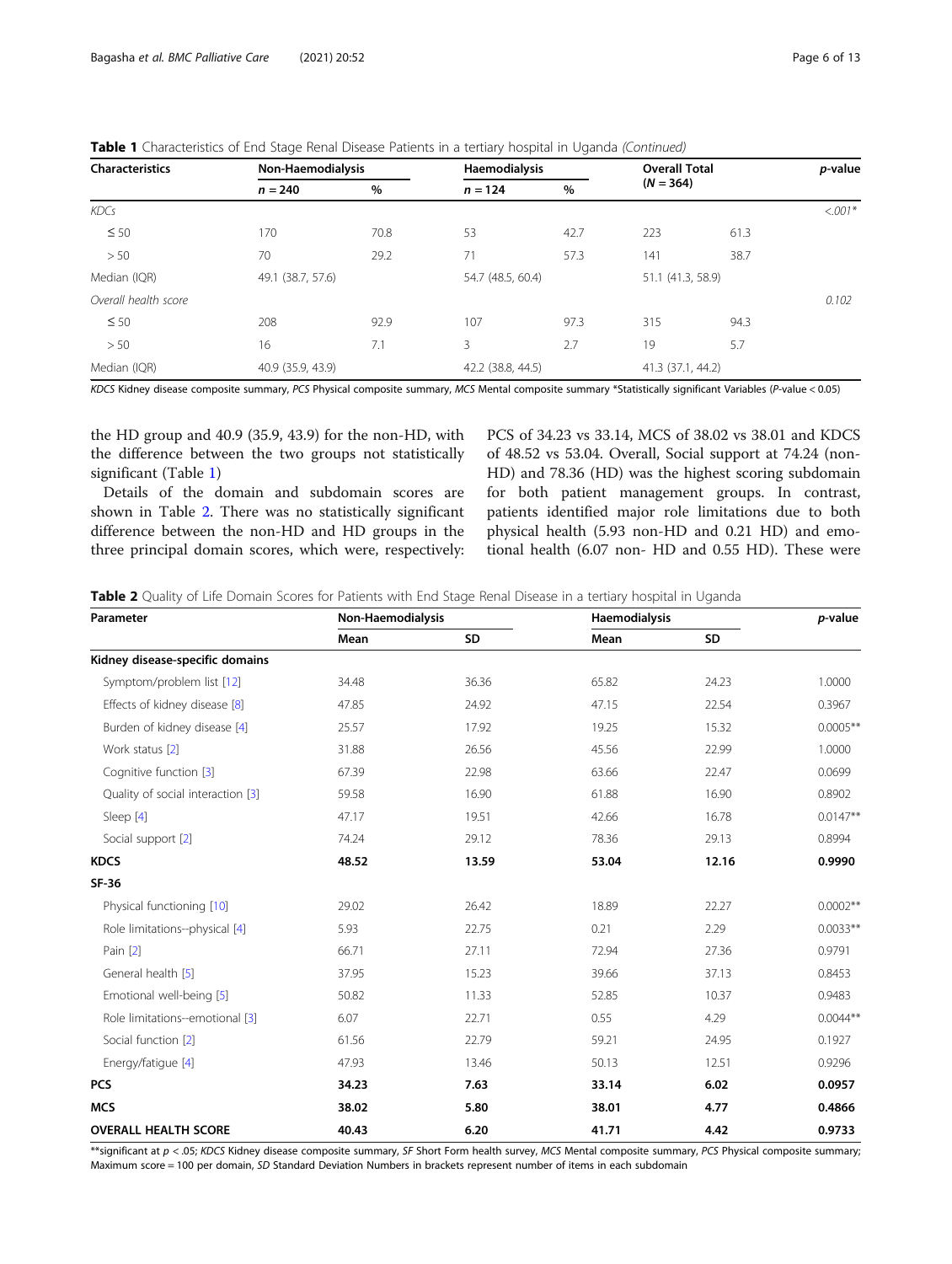**Table 1** Characteristics of End Stage Renal Disease Patients in a tertiary hospital in Uganda *(Continued)*

| Characteristics | Non-Haemodialysis | | Haemodialysis | | Overall Total (N = 364) | | p-value |
|---|---|---|---|---|---|---|---|
| | n = 240 | % | n = 124 | % | | | |
| *KDCs* | | | | | | | *<.001\** |
| ≤ 50 | 170 | 70.8 | 53 | 42.7 | 223 | 61.3 | |
| > 50 | 70 | 29.2 | 71 | 57.3 | 141 | 38.7 | |
| Median (IQR) | 49.1 (38.7, 57.6) | | 54.7 (48.5, 60.4) | | 51.1 (41.3, 58.9) | | |
| *Overall health score* | | | | | | | *0.102* |
| ≤ 50 | 208 | 92.9 | 107 | 97.3 | 315 | 94.3 | |
| > 50 | 16 | 7.1 | 3 | 2.7 | 19 | 5.7 | |
| Median (IQR) | 40.9 (35.9, 43.9) | | 42.2 (38.8, 44.5) | | 41.3 (37.1, 44.2) | | |

*KDCS* Kidney disease composite summary, *PCS* Physical composite summary, *MCS* Mental composite summary *Statistically significant Variables (*P*-value < 0.05)

the HD group and 40.9 (35.9, 43.9) for the non-HD, with the difference between the two groups not statistically significant (Table 1)

Details of the domain and subdomain scores are shown in Table 2. There was no statistically significant difference between the non-HD and HD groups in the three principal domain scores, which were, respectively: PCS of 34.23 vs 33.14, MCS of 38.02 vs 38.01 and KDCS of 48.52 vs 53.04. Overall, Social support at 74.24 (non-HD) and 78.36 (HD) was the highest scoring subdomain for both patient management groups. In contrast, patients identified major role limitations due to both physical health (5.93 non-HD and 0.21 HD) and emotional health (6.07 non- HD and 0.55 HD). These were

**Table 2** Quality of Life Domain Scores for Patients with End Stage Renal Disease in a tertiary hospital in Uganda

| Parameter | Non-Haemodialysis | | Haemodialysis | | p-value |
|---|---|---|---|---|---|
| | Mean | SD | Mean | SD | |
| **Kidney disease-specific domains** | | | | | |
| Symptom/problem list [12] | 34.48 | 36.36 | 65.82 | 24.23 | 1.0000 |
| Effects of kidney disease [8] | 47.85 | 24.92 | 47.15 | 22.54 | 0.3967 |
| Burden of kidney disease [4] | 25.57 | 17.92 | 19.25 | 15.32 | 0.0005** |
| Work status [2] | 31.88 | 26.56 | 45.56 | 22.99 | 1.0000 |
| Cognitive function [3] | 67.39 | 22.98 | 63.66 | 22.47 | 0.0699 |
| Quality of social interaction [3] | 59.58 | 16.90 | 61.88 | 16.90 | 0.8902 |
| Sleep [4] | 47.17 | 19.51 | 42.66 | 16.78 | 0.0147** |
| Social support [2] | 74.24 | 29.12 | 78.36 | 29.13 | 0.8994 |
| **KDCS** | **48.52** | **13.59** | **53.04** | **12.16** | **0.9990** |
| **SF-36** | | | | | |
| Physical functioning [10] | 29.02 | 26.42 | 18.89 | 22.27 | 0.0002** |
| Role limitations--physical [4] | 5.93 | 22.75 | 0.21 | 2.29 | 0.0033** |
| Pain [2] | 66.71 | 27.11 | 72.94 | 27.36 | 0.9791 |
| General health [5] | 37.95 | 15.23 | 39.66 | 37.13 | 0.8453 |
| Emotional well-being [5] | 50.82 | 11.33 | 52.85 | 10.37 | 0.9483 |
| Role limitations--emotional [3] | 6.07 | 22.71 | 0.55 | 4.29 | 0.0044** |
| Social function [2] | 61.56 | 22.79 | 59.21 | 24.95 | 0.1927 |
| Energy/fatigue [4] | 47.93 | 13.46 | 50.13 | 12.51 | 0.9296 |
| **PCS** | **34.23** | **7.63** | **33.14** | **6.02** | **0.0957** |
| **MCS** | **38.02** | **5.80** | **38.01** | **4.77** | **0.4866** |
| **OVERALL HEALTH SCORE** | **40.43** | **6.20** | **41.71** | **4.42** | **0.9733** |

**significant at $p < .05$; *KDCS* Kidney disease composite summary, *SF* Short Form health survey, *MCS* Mental composite summary, *PCS* Physical composite summary; Maximum score = 100 per domain, *SD* Standard Deviation Numbers in brackets represent number of items in each subdomain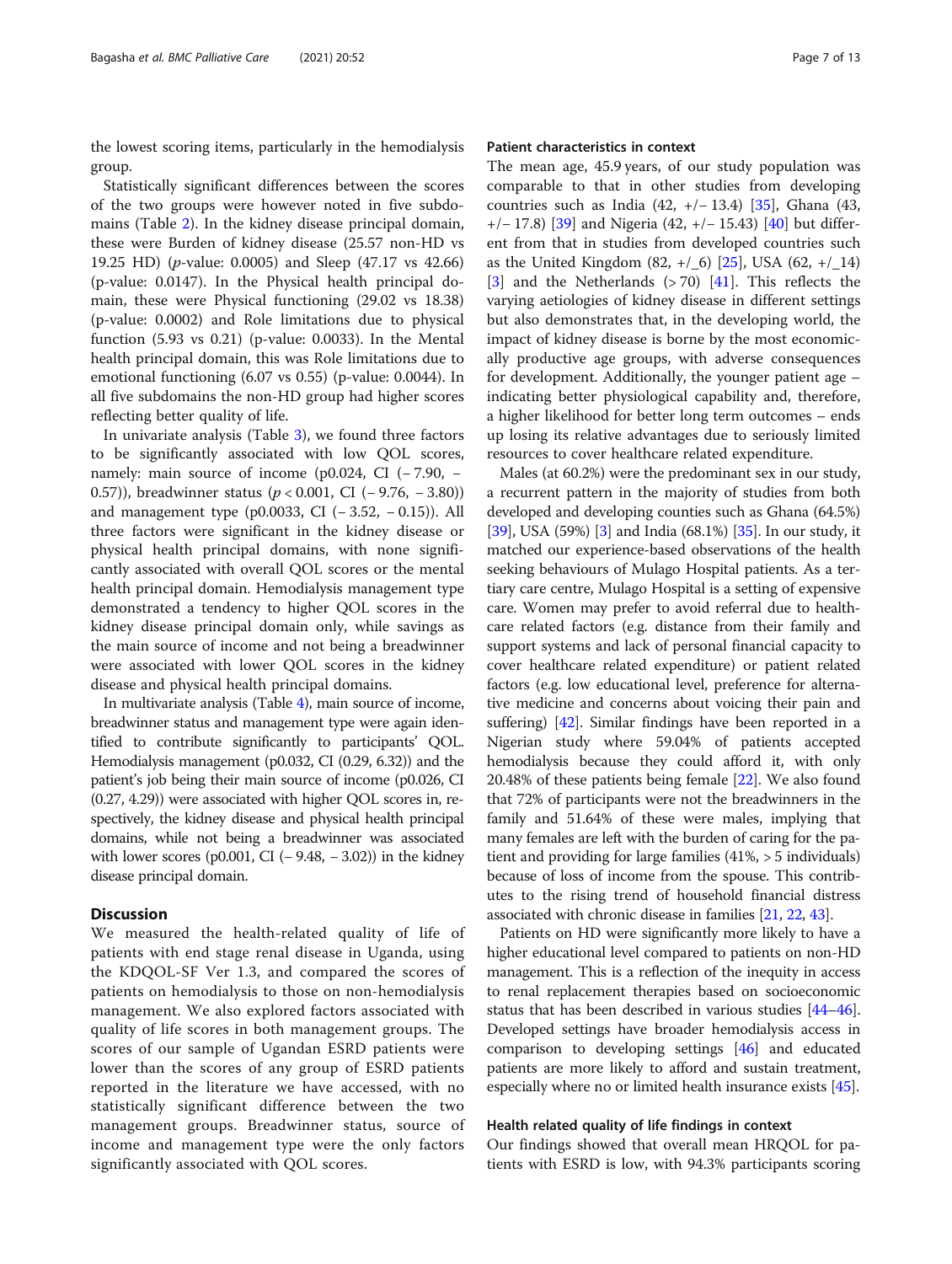the lowest scoring items, particularly in the hemodialysis group.

Statistically significant differences between the scores of the two groups were however noted in five subdomains (Table 2). In the kidney disease principal domain, these were Burden of kidney disease (25.57 non-HD vs 19.25 HD) (*p*-value: 0.0005) and Sleep (47.17 vs 42.66) (p-value: 0.0147). In the Physical health principal domain, these were Physical functioning (29.02 vs 18.38) (p-value: 0.0002) and Role limitations due to physical function (5.93 vs 0.21) (p-value: 0.0033). In the Mental health principal domain, this was Role limitations due to emotional functioning (6.07 vs 0.55) (p-value: 0.0044). In all five subdomains the non-HD group had higher scores reflecting better quality of life.

In univariate analysis (Table 3), we found three factors to be significantly associated with low QOL scores, namely: main source of income (p0.024, CI (− 7.90, − 0.57)), breadwinner status ($p < 0.001$, CI (− 9.76, − 3.80)) and management type (p0.0033, CI (− 3.52, − 0.15)). All three factors were significant in the kidney disease or physical health principal domains, with none significantly associated with overall QOL scores or the mental health principal domain. Hemodialysis management type demonstrated a tendency to higher QOL scores in the kidney disease principal domain only, while savings as the main source of income and not being a breadwinner were associated with lower QOL scores in the kidney disease and physical health principal domains.

In multivariate analysis (Table 4), main source of income, breadwinner status and management type were again identified to contribute significantly to participants' QOL. Hemodialysis management (p0.032, CI (0.29, 6.32)) and the patient's job being their main source of income (p0.026, CI (0.27, 4.29)) were associated with higher QOL scores in, respectively, the kidney disease and physical health principal domains, while not being a breadwinner was associated with lower scores (p0.001, CI (− 9.48, − 3.02)) in the kidney disease principal domain.

## Discussion

We measured the health-related quality of life of patients with end stage renal disease in Uganda, using the KDQOL-SF Ver 1.3, and compared the scores of patients on hemodialysis to those on non-hemodialysis management. We also explored factors associated with quality of life scores in both management groups. The scores of our sample of Ugandan ESRD patients were lower than the scores of any group of ESRD patients reported in the literature we have accessed, with no statistically significant difference between the two management groups. Breadwinner status, source of income and management type were the only factors significantly associated with QOL scores.

### Patient characteristics in context

The mean age, 45.9 years, of our study population was comparable to that in other studies from developing countries such as India (42, +/− 13.4) [35], Ghana (43, +/− 17.8) [39] and Nigeria (42, +/− 15.43) [40] but different from that in studies from developed countries such as the United Kingdom (82, +/_6) [25], USA (62, +/_14) [3] and the Netherlands (> 70) [41]. This reflects the varying aetiologies of kidney disease in different settings but also demonstrates that, in the developing world, the impact of kidney disease is borne by the most economically productive age groups, with adverse consequences for development. Additionally, the younger patient age – indicating better physiological capability and, therefore, a higher likelihood for better long term outcomes – ends up losing its relative advantages due to seriously limited resources to cover healthcare related expenditure.

Males (at 60.2%) were the predominant sex in our study, a recurrent pattern in the majority of studies from both developed and developing counties such as Ghana (64.5%) [39], USA (59%) [3] and India (68.1%) [35]. In our study, it matched our experience-based observations of the health seeking behaviours of Mulago Hospital patients. As a tertiary care centre, Mulago Hospital is a setting of expensive care. Women may prefer to avoid referral due to healthcare related factors (e.g. distance from their family and support systems and lack of personal financial capacity to cover healthcare related expenditure) or patient related factors (e.g. low educational level, preference for alternative medicine and concerns about voicing their pain and suffering) [42]. Similar findings have been reported in a Nigerian study where 59.04% of patients accepted hemodialysis because they could afford it, with only 20.48% of these patients being female [22]. We also found that 72% of participants were not the breadwinners in the family and 51.64% of these were males, implying that many females are left with the burden of caring for the patient and providing for large families (41%, > 5 individuals) because of loss of income from the spouse. This contributes to the rising trend of household financial distress associated with chronic disease in families [21, 22, 43].

Patients on HD were significantly more likely to have a higher educational level compared to patients on non-HD management. This is a reflection of the inequity in access to renal replacement therapies based on socioeconomic status that has been described in various studies [44–46]. Developed settings have broader hemodialysis access in comparison to developing settings [46] and educated patients are more likely to afford and sustain treatment, especially where no or limited health insurance exists [45].

### Health related quality of life findings in context

Our findings showed that overall mean HRQOL for patients with ESRD is low, with 94.3% participants scoring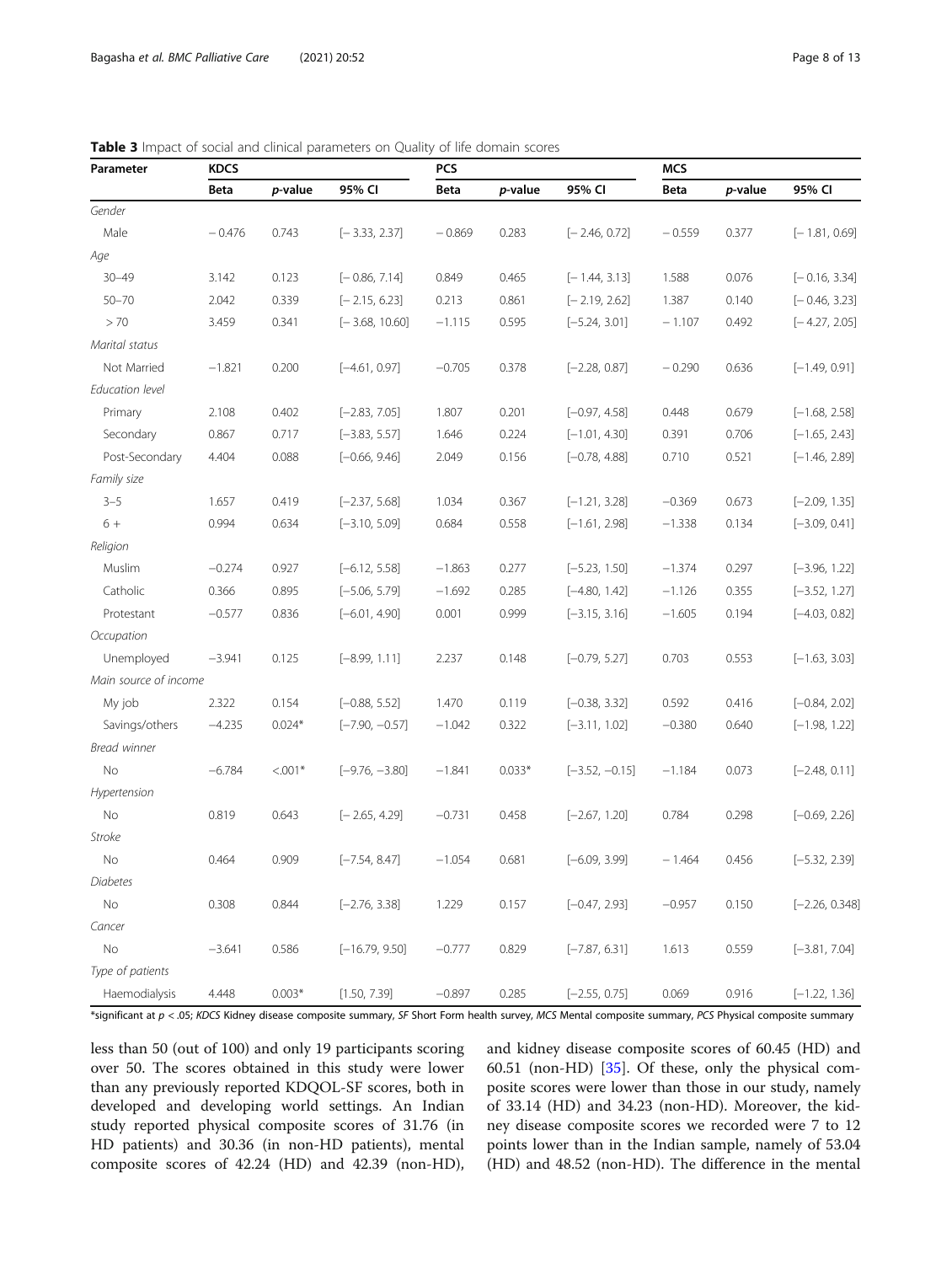**Table 3** Impact of social and clinical parameters on Quality of life domain scores

| Parameter | KDCS | | | PCS | | | MCS | | |
|---|---|---|---|---|---|---|---|---|---|
| | Beta | *p*-value | 95% CI | Beta | *p*-value | 95% CI | Beta | *p*-value | 95% CI |
| *Gender* | | | | | | | | | |
| Male | − 0.476 | 0.743 | [− 3.33, 2.37] | − 0.869 | 0.283 | [− 2.46, 0.72] | − 0.559 | 0.377 | [− 1.81, 0.69] |
| *Age* | | | | | | | | | |
| 30–49 | 3.142 | 0.123 | [− 0.86, 7.14] | 0.849 | 0.465 | [− 1.44, 3.13] | 1.588 | 0.076 | [− 0.16, 3.34] |
| 50–70 | 2.042 | 0.339 | [− 2.15, 6.23] | 0.213 | 0.861 | [− 2.19, 2.62] | 1.387 | 0.140 | [− 0.46, 3.23] |
| > 70 | 3.459 | 0.341 | [− 3.68, 10.60] | −1.115 | 0.595 | [−5.24, 3.01] | − 1.107 | 0.492 | [− 4.27, 2.05] |
| *Marital status* | | | | | | | | | |
| Not Married | −1.821 | 0.200 | [−4.61, 0.97] | −0.705 | 0.378 | [−2.28, 0.87] | − 0.290 | 0.636 | [−1.49, 0.91] |
| *Education level* | | | | | | | | | |
| Primary | 2.108 | 0.402 | [−2.83, 7.05] | 1.807 | 0.201 | [−0.97, 4.58] | 0.448 | 0.679 | [−1.68, 2.58] |
| Secondary | 0.867 | 0.717 | [−3.83, 5.57] | 1.646 | 0.224 | [−1.01, 4.30] | 0.391 | 0.706 | [−1.65, 2.43] |
| Post-Secondary | 4.404 | 0.088 | [−0.66, 9.46] | 2.049 | 0.156 | [−0.78, 4.88] | 0.710 | 0.521 | [−1.46, 2.89] |
| *Family size* | | | | | | | | | |
| 3–5 | 1.657 | 0.419 | [−2.37, 5.68] | 1.034 | 0.367 | [−1.21, 3.28] | −0.369 | 0.673 | [−2.09, 1.35] |
| 6 + | 0.994 | 0.634 | [−3.10, 5.09] | 0.684 | 0.558 | [−1.61, 2.98] | −1.338 | 0.134 | [−3.09, 0.41] |
| *Religion* | | | | | | | | | |
| Muslim | −0.274 | 0.927 | [−6.12, 5.58] | −1.863 | 0.277 | [−5.23, 1.50] | −1.374 | 0.297 | [−3.96, 1.22] |
| Catholic | 0.366 | 0.895 | [−5.06, 5.79] | −1.692 | 0.285 | [−4.80, 1.42] | −1.126 | 0.355 | [−3.52, 1.27] |
| Protestant | −0.577 | 0.836 | [−6.01, 4.90] | 0.001 | 0.999 | [−3.15, 3.16] | −1.605 | 0.194 | [−4.03, 0.82] |
| *Occupation* | | | | | | | | | |
| Unemployed | −3.941 | 0.125 | [−8.99, 1.11] | 2.237 | 0.148 | [−0.79, 5.27] | 0.703 | 0.553 | [−1.63, 3.03] |
| *Main source of income* | | | | | | | | | |
| My job | 2.322 | 0.154 | [−0.88, 5.52] | 1.470 | 0.119 | [−0.38, 3.32] | 0.592 | 0.416 | [−0.84, 2.02] |
| Savings/others | −4.235 | 0.024* | [−7.90, −0.57] | −1.042 | 0.322 | [−3.11, 1.02] | −0.380 | 0.640 | [−1.98, 1.22] |
| *Bread winner* | | | | | | | | | |
| No | −6.784 | <.001* | [−9.76, −3.80] | −1.841 | 0.033* | [−3.52, −0.15] | −1.184 | 0.073 | [−2.48, 0.11] |
| *Hypertension* | | | | | | | | | |
| No | 0.819 | 0.643 | [− 2.65, 4.29] | −0.731 | 0.458 | [−2.67, 1.20] | 0.784 | 0.298 | [−0.69, 2.26] |
| *Stroke* | | | | | | | | | |
| No | 0.464 | 0.909 | [−7.54, 8.47] | −1.054 | 0.681 | [−6.09, 3.99] | − 1.464 | 0.456 | [−5.32, 2.39] |
| *Diabetes* | | | | | | | | | |
| No | 0.308 | 0.844 | [−2.76, 3.38] | 1.229 | 0.157 | [−0.47, 2.93] | −0.957 | 0.150 | [−2.26, 0.348] |
| *Cancer* | | | | | | | | | |
| No | −3.641 | 0.586 | [−16.79, 9.50] | −0.777 | 0.829 | [−7.87, 6.31] | 1.613 | 0.559 | [−3.81, 7.04] |
| *Type of patients* | | | | | | | | | |
| Haemodialysis | 4.448 | 0.003* | [1.50, 7.39] | −0.897 | 0.285 | [−2.55, 0.75] | 0.069 | 0.916 | [−1.22, 1.36] |

*significant at $p < .05$; *KDCS* Kidney disease composite summary, *SF* Short Form health survey, *MCS* Mental composite summary, *PCS* Physical composite summary

less than 50 (out of 100) and only 19 participants scoring over 50. The scores obtained in this study were lower than any previously reported KDQOL-SF scores, both in developed and developing world settings. An Indian study reported physical composite scores of 31.76 (in HD patients) and 30.36 (in non-HD patients), mental composite scores of 42.24 (HD) and 42.39 (non-HD), and kidney disease composite scores of 60.45 (HD) and 60.51 (non-HD) [35]. Of these, only the physical composite scores were lower than those in our study, namely of 33.14 (HD) and 34.23 (non-HD). Moreover, the kidney disease composite scores we recorded were 7 to 12 points lower than in the Indian sample, namely of 53.04 (HD) and 48.52 (non-HD). The difference in the mental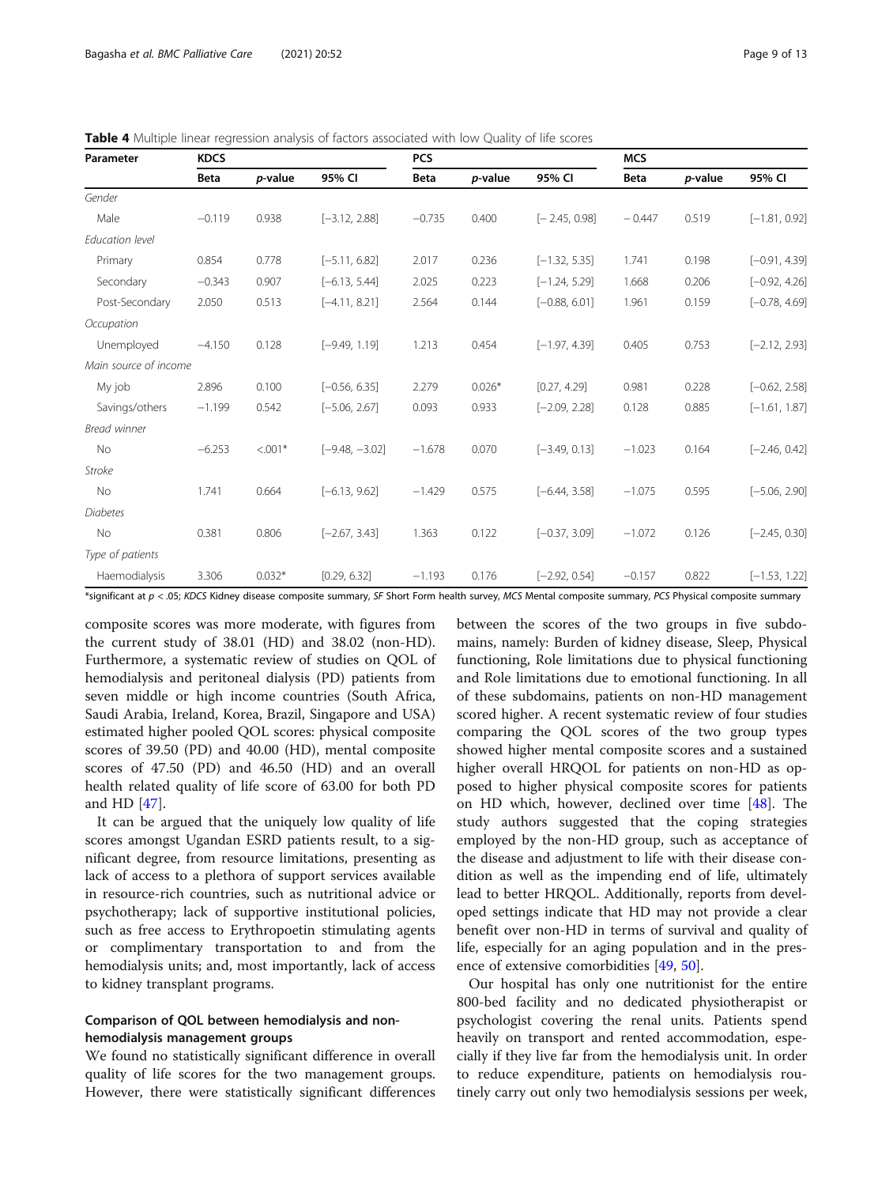**Table 4** Multiple linear regression analysis of factors associated with low Quality of life scores

| Parameter | KDCS | | | PCS | | | MCS | | |
|---|---|---|---|---|---|---|---|---|---|
| | Beta | *p*-value | 95% CI | Beta | *p*-value | 95% CI | Beta | *p*-value | 95% CI |
| *Gender* | | | | | | | | | |
| Male | −0.119 | 0.938 | [−3.12, 2.88] | −0.735 | 0.400 | [− 2.45, 0.98] | − 0.447 | 0.519 | [−1.81, 0.92] |
| *Education level* | | | | | | | | | |
| Primary | 0.854 | 0.778 | [−5.11, 6.82] | 2.017 | 0.236 | [−1.32, 5.35] | 1.741 | 0.198 | [−0.91, 4.39] |
| Secondary | −0.343 | 0.907 | [−6.13, 5.44] | 2.025 | 0.223 | [−1.24, 5.29] | 1.668 | 0.206 | [−0.92, 4.26] |
| Post-Secondary | 2.050 | 0.513 | [−4.11, 8.21] | 2.564 | 0.144 | [−0.88, 6.01] | 1.961 | 0.159 | [−0.78, 4.69] |
| *Occupation* | | | | | | | | | |
| Unemployed | −4.150 | 0.128 | [−9.49, 1.19] | 1.213 | 0.454 | [−1.97, 4.39] | 0.405 | 0.753 | [−2.12, 2.93] |
| *Main source of income* | | | | | | | | | |
| My job | 2.896 | 0.100 | [−0.56, 6.35] | 2.279 | 0.026* | [0.27, 4.29] | 0.981 | 0.228 | [−0.62, 2.58] |
| Savings/others | −1.199 | 0.542 | [−5.06, 2.67] | 0.093 | 0.933 | [−2.09, 2.28] | 0.128 | 0.885 | [−1.61, 1.87] |
| *Bread winner* | | | | | | | | | |
| No | −6.253 | <.001* | [−9.48, −3.02] | −1.678 | 0.070 | [−3.49, 0.13] | −1.023 | 0.164 | [−2.46, 0.42] |
| *Stroke* | | | | | | | | | |
| No | 1.741 | 0.664 | [−6.13, 9.62] | −1.429 | 0.575 | [−6.44, 3.58] | −1.075 | 0.595 | [−5.06, 2.90] |
| *Diabetes* | | | | | | | | | |
| No | 0.381 | 0.806 | [−2.67, 3.43] | 1.363 | 0.122 | [−0.37, 3.09] | −1.072 | 0.126 | [−2.45, 0.30] |
| *Type of patients* | | | | | | | | | |
| Haemodialysis | 3.306 | 0.032* | [0.29, 6.32] | −1.193 | 0.176 | [−2.92, 0.54] | −0.157 | 0.822 | [−1.53, 1.22] |

*significant at $p < .05$; *KDCS* Kidney disease composite summary, *SF* Short Form health survey, *MCS* Mental composite summary, *PCS* Physical composite summary

composite scores was more moderate, with figures from the current study of 38.01 (HD) and 38.02 (non-HD). Furthermore, a systematic review of studies on QOL of hemodialysis and peritoneal dialysis (PD) patients from seven middle or high income countries (South Africa, Saudi Arabia, Ireland, Korea, Brazil, Singapore and USA) estimated higher pooled QOL scores: physical composite scores of 39.50 (PD) and 40.00 (HD), mental composite scores of 47.50 (PD) and 46.50 (HD) and an overall health related quality of life score of 63.00 for both PD and HD [47].

It can be argued that the uniquely low quality of life scores amongst Ugandan ESRD patients result, to a significant degree, from resource limitations, presenting as lack of access to a plethora of support services available in resource-rich countries, such as nutritional advice or psychotherapy; lack of supportive institutional policies, such as free access to Erythropoietin stimulating agents or complimentary transportation to and from the hemodialysis units; and, most importantly, lack of access to kidney transplant programs.

## Comparison of QOL between hemodialysis and non-hemodialysis management groups

We found no statistically significant difference in overall quality of life scores for the two management groups. However, there were statistically significant differences between the scores of the two groups in five subdomains, namely: Burden of kidney disease, Sleep, Physical functioning, Role limitations due to physical functioning and Role limitations due to emotional functioning. In all of these subdomains, patients on non-HD management scored higher. A recent systematic review of four studies comparing the QOL scores of the two group types showed higher mental composite scores and a sustained higher overall HRQOL for patients on non-HD as opposed to higher physical composite scores for patients on HD which, however, declined over time [48]. The study authors suggested that the coping strategies employed by the non-HD group, such as acceptance of the disease and adjustment to life with their disease condition as well as the impending end of life, ultimately lead to better HRQOL. Additionally, reports from developed settings indicate that HD may not provide a clear benefit over non-HD in terms of survival and quality of life, especially for an aging population and in the presence of extensive comorbidities [49, 50].

Our hospital has only one nutritionist for the entire 800-bed facility and no dedicated physiotherapist or psychologist covering the renal units. Patients spend heavily on transport and rented accommodation, especially if they live far from the hemodialysis unit. In order to reduce expenditure, patients on hemodialysis routinely carry out only two hemodialysis sessions per week,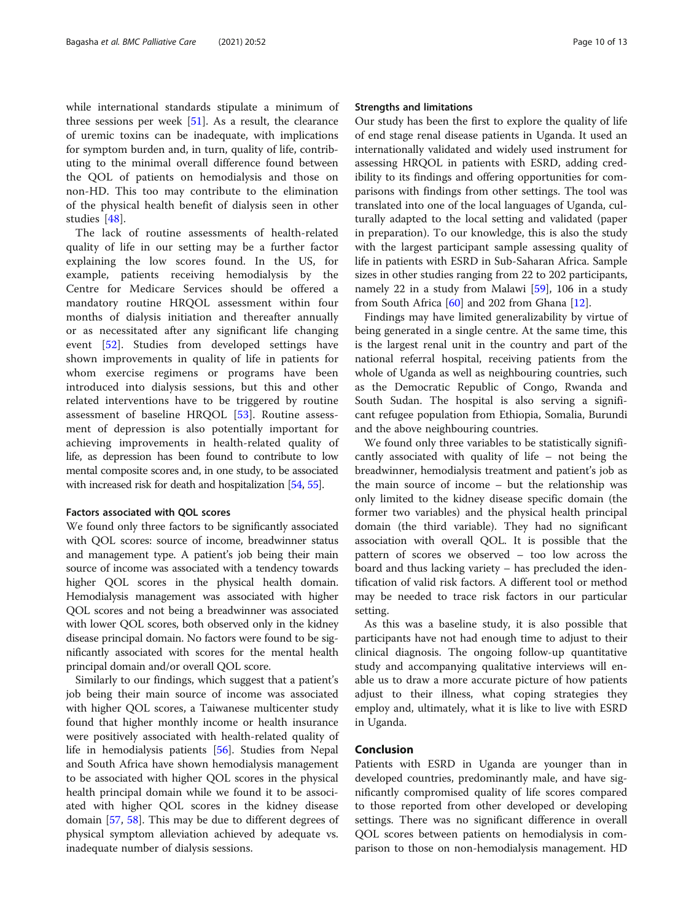while international standards stipulate a minimum of three sessions per week [51]. As a result, the clearance of uremic toxins can be inadequate, with implications for symptom burden and, in turn, quality of life, contributing to the minimal overall difference found between the QOL of patients on hemodialysis and those on non-HD. This too may contribute to the elimination of the physical health benefit of dialysis seen in other studies [48].

The lack of routine assessments of health-related quality of life in our setting may be a further factor explaining the low scores found. In the US, for example, patients receiving hemodialysis by the Centre for Medicare Services should be offered a mandatory routine HRQOL assessment within four months of dialysis initiation and thereafter annually or as necessitated after any significant life changing event [52]. Studies from developed settings have shown improvements in quality of life in patients for whom exercise regimens or programs have been introduced into dialysis sessions, but this and other related interventions have to be triggered by routine assessment of baseline HRQOL [53]. Routine assessment of depression is also potentially important for achieving improvements in health-related quality of life, as depression has been found to contribute to low mental composite scores and, in one study, to be associated with increased risk for death and hospitalization [54, 55].

#### Factors associated with QOL scores

We found only three factors to be significantly associated with QOL scores: source of income, breadwinner status and management type. A patient's job being their main source of income was associated with a tendency towards higher QOL scores in the physical health domain. Hemodialysis management was associated with higher QOL scores and not being a breadwinner was associated with lower QOL scores, both observed only in the kidney disease principal domain. No factors were found to be significantly associated with scores for the mental health principal domain and/or overall QOL score.

Similarly to our findings, which suggest that a patient's job being their main source of income was associated with higher QOL scores, a Taiwanese multicenter study found that higher monthly income or health insurance were positively associated with health-related quality of life in hemodialysis patients [56]. Studies from Nepal and South Africa have shown hemodialysis management to be associated with higher QOL scores in the physical health principal domain while we found it to be associated with higher QOL scores in the kidney disease domain [57, 58]. This may be due to different degrees of physical symptom alleviation achieved by adequate vs. inadequate number of dialysis sessions.

#### Strengths and limitations

Our study has been the first to explore the quality of life of end stage renal disease patients in Uganda. It used an internationally validated and widely used instrument for assessing HRQOL in patients with ESRD, adding credibility to its findings and offering opportunities for comparisons with findings from other settings. The tool was translated into one of the local languages of Uganda, culturally adapted to the local setting and validated (paper in preparation). To our knowledge, this is also the study with the largest participant sample assessing quality of life in patients with ESRD in Sub-Saharan Africa. Sample sizes in other studies ranging from 22 to 202 participants, namely 22 in a study from Malawi [59], 106 in a study from South Africa [60] and 202 from Ghana [12].

Findings may have limited generalizability by virtue of being generated in a single centre. At the same time, this is the largest renal unit in the country and part of the national referral hospital, receiving patients from the whole of Uganda as well as neighbouring countries, such as the Democratic Republic of Congo, Rwanda and South Sudan. The hospital is also serving a significant refugee population from Ethiopia, Somalia, Burundi and the above neighbouring countries.

We found only three variables to be statistically significantly associated with quality of life – not being the breadwinner, hemodialysis treatment and patient's job as the main source of income – but the relationship was only limited to the kidney disease specific domain (the former two variables) and the physical health principal domain (the third variable). They had no significant association with overall QOL. It is possible that the pattern of scores we observed – too low across the board and thus lacking variety – has precluded the identification of valid risk factors. A different tool or method may be needed to trace risk factors in our particular setting.

As this was a baseline study, it is also possible that participants have not had enough time to adjust to their clinical diagnosis. The ongoing follow-up quantitative study and accompanying qualitative interviews will enable us to draw a more accurate picture of how patients adjust to their illness, what coping strategies they employ and, ultimately, what it is like to live with ESRD in Uganda.

## Conclusion

Patients with ESRD in Uganda are younger than in developed countries, predominantly male, and have significantly compromised quality of life scores compared to those reported from other developed or developing settings. There was no significant difference in overall QOL scores between patients on hemodialysis in comparison to those on non-hemodialysis management. HD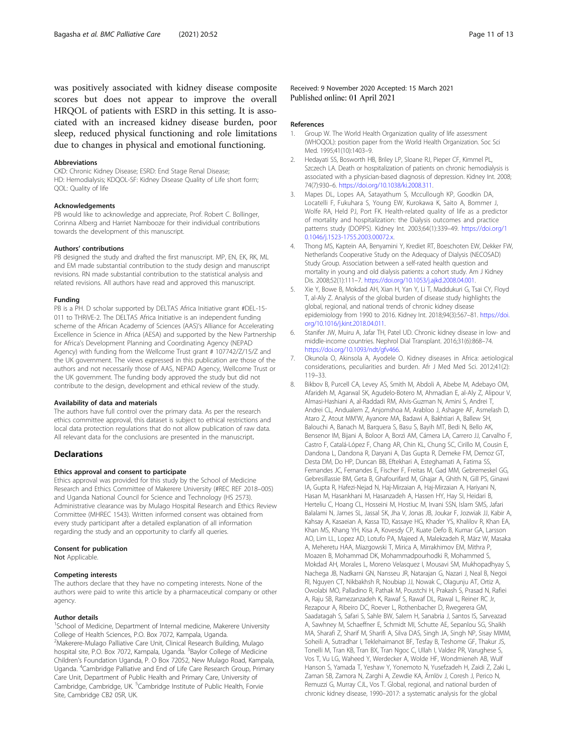was positively associated with kidney disease composite scores but does not appear to improve the overall HRQOL of patients with ESRD in this setting. It is associated with an increased kidney disease burden, poor sleep, reduced physical functioning and role limitations due to changes in physical and emotional functioning.

### Abbreviations

CKD: Chronic Kidney Disease; ESRD: End Stage Renal Disease; HD: Hemodialysis; KDQOL-SF: Kidney Disease Quality of Life short form; QOL: Quality of life

### Acknowledgements

PB would like to acknowledge and appreciate, Prof. Robert C. Bollinger, Corinna Alberg and Harriet Nambooze for their individual contributions towards the development of this manuscript.

### Authors' contributions

PB designed the study and drafted the first manuscript. MP, EN, EK, RK, ML and EM made substantial contribution to the study design and manuscript revisions. RN made substantial contribution to the statistical analysis and related revisions. All authors have read and approved this manuscript.

### Funding

PB is a PH. D scholar supported by DELTAS Africa Initiative grant #DEL-15-011 to THRiVE-2. The DELTAS Africa Initiative is an independent funding scheme of the African Academy of Sciences (AAS)'s Alliance for Accelerating Excellence in Science in Africa (AESA) and supported by the New Partnership for Africa's Development Planning and Coordinating Agency (NEPAD Agency) with funding from the Wellcome Trust grant # 107742/Z/15/Z and the UK government. The views expressed in this publication are those of the authors and not necessarily those of AAS, NEPAD Agency, Wellcome Trust or the UK government. The funding body approved the study but did not contribute to the design, development and ethical review of the study.

### Availability of data and materials

The authors have full control over the primary data. As per the research ethics committee approval, this dataset is subject to ethical restrictions and local data protection regulations that do not allow publication of raw data. All relevant data for the conclusions are presented in the manuscript.

## Declarations

### Ethics approval and consent to participate

Ethics approval was provided for this study by the School of Medicine Research and Ethics Committee of Makerere University (#REC REF 2018–005) and Uganda National Council for Science and Technology (HS 2573). Administrative clearance was by Mulago Hospital Research and Ethics Review Committee (MHREC 1543). Written informed consent was obtained from every study participant after a detailed explanation of all information regarding the study and an opportunity to clarify all queries.

### Consent for publication

Not Applicable.

### Competing interests

The authors declare that they have no competing interests. None of the authors were paid to write this article by a pharmaceutical company or other agency.

### Author details

[1]School of Medicine, Department of Internal medicine, Makerere University College of Health Sciences, P.O. Box 7072, Kampala, Uganda. [2]Makerere-Mulago Palliative Care Unit, Clinical Research Building, Mulago hospital site, P.O. Box 7072, Kampala, Uganda. [3]Baylor College of Medicine Children's Foundation Uganda, P. O Box 72052, New Mulago Road, Kampala, Uganda. [4]Cambridge Palliative and End of Life Care Research Group, Primary Care Unit, Department of Public Health and Primary Care, University of Cambridge, Cambridge, UK. [5]Cambridge Institute of Public Health, Forvie Site, Cambridge CB2 0SR, UK.

Received: 9 November 2020 Accepted: 15 March 2021
Published online: 01 April 2021

### References

1. Group W. The World Health Organization quality of life assessment (WHOQOL): position paper from the World Health Organization. Soc Sci Med. 1995;41(10):1403–9.
2. Hedayati SS, Bosworth HB, Briley LP, Sloane RJ, Pieper CF, Kimmel PL, Szczech LA. Death or hospitalization of patients on chronic hemodialysis is associated with a physician-based diagnosis of depression. Kidney Int. 2008; 74(7):930–6. https://doi.org/10.1038/ki.2008.311.
3. Mapes DL, Lopes AA, Satayathum S, Mccullough KP, Goodkin DA, Locatelli F, Fukuhara S, Young EW, Kurokawa K, Saito A, Bommer J, Wolfe RA, Held PJ, Port FK. Health-related quality of life as a predictor of mortality and hospitalization: the Dialysis outcomes and practice patterns study (DOPPS). Kidney Int. 2003;64(1):339–49. https://doi.org/10.1046/j.1523-1755.2003.00072.x.
4. Thong MS, Kaptein AA, Benyamini Y, Krediet RT, Boeschoten EW, Dekker FW, Netherlands Cooperative Study on the Adequacy of Dialysis (NECOSAD) Study Group. Association between a self-rated health question and mortality in young and old dialysis patients: a cohort study. Am J Kidney Dis. 2008;52(1):111–7. https://doi.org/10.1053/j.ajkd.2008.04.001.
5. Xie Y, Bowe B, Mokdad AH, Xian H, Yan Y, Li T, Maddukuri G, Tsai CY, Floyd T, al-Aly Z. Analysis of the global burden of disease study highlights the global, regional, and national trends of chronic kidney disease epidemiology from 1990 to 2016. Kidney Int. 2018;94(3):567–81. https://doi.org/10.1016/j.kint.2018.04.011.
6. Stanifer JW, Muiru A, Jafar TH, Patel UD. Chronic kidney disease in low- and middle-income countries. Nephrol Dial Transplant. 2016;31(6):868–74. https://doi.org/10.1093/ndt/gfv466.
7. Okunola O, Akinsola A, Ayodele O. Kidney diseases in Africa: aetiological considerations, peculiarities and burden. Afr J Med Med Sci. 2012;41(2): 119–33.
8. Bikbov B, Purcell CA, Levey AS, Smith M, Abdoli A, Abebe M, Adebayo OM, Afarideh M, Agarwal SK, Agudelo-Botero M, Ahmadian E, al-Aly Z, Alipour V, Almasi-Hashiani A, al-Raddadi RM, Alvis-Guzman N, Amini S, Andrei T, Andrei CL, Andualem Z, Anjomshoa M, Arabloo J, Ashagre AF, Asmelash D, Ataro Z, Atout MM'W, Ayanore MA, Badawi A, Bakhtiari A, Ballew SH, Balouchi A, Banach M, Barquera S, Basu S, Bayih MT, Bedi N, Bello AK, Bensenor IM, Bijani A, Boloor A, Borzì AM, Cámera LA, Carrero JJ, Carvalho F, Castro F, Catalá-López F, Chang AR, Chin KL, Chung SC, Cirillo M, Cousin E, Dandona L, Dandona R, Daryani A, Das Gupta R, Demeke FM, Demoz GT, Desta DM, Do HP, Duncan BB, Eftekhari A, Esteghamati A, Fatima SS, Fernandes JC, Fernandes E, Fischer F, Freitas M, Gad MM, Gebremeskel GG, Gebresillassie BM, Geta B, Ghafourifard M, Ghajar A, Ghith N, Gill PS, Ginawi IA, Gupta R, Hafezi-Nejad N, Haj-Mirzaian A, Haj-Mirzaian A, Hariyani N, Hasan M, Hasankhani M, Hasanzadeh A, Hassen HY, Hay SI, Heidari B, Herteliu C, Hoang CL, Hosseini M, Hostiuc M, Irvani SSN, Islam SMS, Jafari Balalami N, James SL, Jassal SK, Jha V, Jonas JB, Joukar F, Jozwiak JJ, Kabir A, Kahsay A, Kasaeian A, Kassa TD, Kassaye HG, Khader YS, Khalilov R, Khan EA, Khan MS, Khang YH, Kisa A, Kovesdy CP, Kuate Defo B, Kumar GA, Larsson AO, Lim LL, Lopez AD, Lotufo PA, Majeed A, Malekzadeh R, März W, Masaka A, Meheretu HAA, Miazgowski T, Mirica A, Mirrakhimov EM, Mithra P, Moazen B, Mohammad DK, Mohammadpourhodki R, Mohammed S, Mokdad AH, Morales L, Moreno Velasquez I, Mousavi SM, Mukhopadhyay S, Nachega JB, Nadkarni GN, Nansseu JR, Natarajan G, Nazari J, Neal B, Negoi RI, Nguyen CT, Nikbakhsh R, Noubiap JJ, Nowak C, Olagunju AT, Ortiz A, Owolabi MO, Palladino R, Pathak M, Poustchi H, Prakash S, Prasad N, Rafiei A, Raju SB, Ramezanzadeh K, Rawaf S, Rawaf DL, Rawal L, Reiner RC Jr, Rezapour A, Ribeiro DC, Roever L, Rothenbacher D, Rwegerera GM, Saadatagah S, Safari S, Sahle BW, Salem H, Sanabria J, Santos IS, Sarveazad A, Sawhney M, Schaeffner E, Schmidt MI, Schutte AE, Sepanlou SG, Shaikh MA, Sharafi Z, Sharif M, Sharifi A, Silva DAS, Singh JA, Singh NP, Sisay MMM, Soheili A, Sutradhar I, Teklehaimanot BF, Tesfay B, Teshome GF, Thakur JS, Tonelli M, Tran KB, Tran BX, Tran Ngoc C, Ullah I, Valdez PR, Varughese S, Vos T, Vu LG, Waheed Y, Werdecker A, Wolde HF, Wondmieneh AB, Wulf Hanson S, Yamada T, Yeshaw Y, Yonemoto N, Yusefzadeh H, Zaidi Z, Zaki L, Zaman SB, Zamora N, Zarghi A, Zewdie KA, Ärnlöv J, Coresh J, Perico N, Remuzzi G, Murray CJL, Vos T. Global, regional, and national burden of chronic kidney disease, 1990–2017: a systematic analysis for the global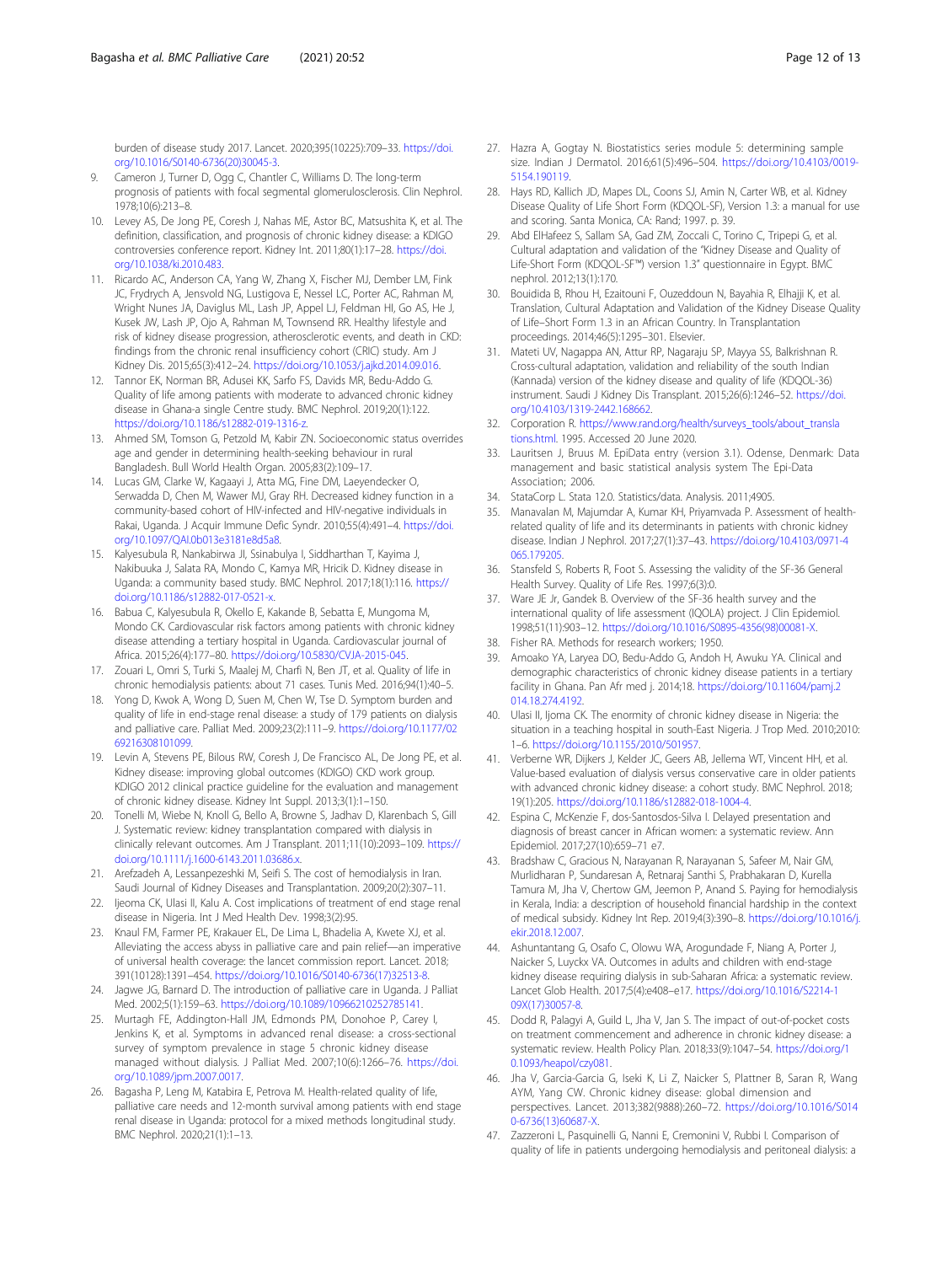burden of disease study 2017. Lancet. 2020;395(10225):709–33. https://doi.org/10.1016/S0140-6736(20)30045-3.

9. Cameron J, Turner D, Ogg C, Chantler C, Williams D. The long-term prognosis of patients with focal segmental glomerulosclerosis. Clin Nephrol. 1978;10(6):213–8.
10. Levey AS, De Jong PE, Coresh J, Nahas ME, Astor BC, Matsushita K, et al. The definition, classification, and prognosis of chronic kidney disease: a KDIGO controversies conference report. Kidney Int. 2011;80(1):17–28. https://doi.org/10.1038/ki.2010.483.
11. Ricardo AC, Anderson CA, Yang W, Zhang X, Fischer MJ, Dember LM, Fink JC, Frydrych A, Jensvold NG, Lustigova E, Nessel LC, Porter AC, Rahman M, Wright Nunes JA, Daviglus ML, Lash JP, Appel LJ, Feldman HI, Go AS, He J, Kusek JW, Lash JP, Ojo A, Rahman M, Townsend RR. Healthy lifestyle and risk of kidney disease progression, atherosclerotic events, and death in CKD: findings from the chronic renal insufficiency cohort (CRIC) study. Am J Kidney Dis. 2015;65(3):412–24. https://doi.org/10.1053/j.ajkd.2014.09.016.
12. Tannor EK, Norman BR, Adusei KK, Sarfo FS, Davids MR, Bedu-Addo G. Quality of life among patients with moderate to advanced chronic kidney disease in Ghana-a single Centre study. BMC Nephrol. 2019;20(1):122. https://doi.org/10.1186/s12882-019-1316-z.
13. Ahmed SM, Tomson G, Petzold M, Kabir ZN. Socioeconomic status overrides age and gender in determining health-seeking behaviour in rural Bangladesh. Bull World Health Organ. 2005;83(2):109–17.
14. Lucas GM, Clarke W, Kagaayi J, Atta MG, Fine DM, Laeyendecker O, Serwadda D, Chen M, Wawer MJ, Gray RH. Decreased kidney function in a community-based cohort of HIV-infected and HIV-negative individuals in Rakai, Uganda. J Acquir Immune Defic Syndr. 2010;55(4):491–4. https://doi.org/10.1097/QAI.0b013e3181e8d5a8.
15. Kalyesubula R, Nankabirwa JI, Ssinabulya I, Siddharthan T, Kayima J, Nakibuuka J, Salata RA, Mondo C, Kamya MR, Hricik D. Kidney disease in Uganda: a community based study. BMC Nephrol. 2017;18(1):116. https://doi.org/10.1186/s12882-017-0521-x.
16. Babua C, Kalyesubula R, Okello E, Kakande B, Sebatta E, Mungoma M, Mondo CK. Cardiovascular risk factors among patients with chronic kidney disease attending a tertiary hospital in Uganda. Cardiovascular journal of Africa. 2015;26(4):177–80. https://doi.org/10.5830/CVJA-2015-045.
17. Zouari L, Omri S, Turki S, Maalej M, Charfi N, Ben JT, et al. Quality of life in chronic hemodialysis patients: about 71 cases. Tunis Med. 2016;94(1):40–5.
18. Yong D, Kwok A, Wong D, Suen M, Chen W, Tse D. Symptom burden and quality of life in end-stage renal disease: a study of 179 patients on dialysis and palliative care. Palliat Med. 2009;23(2):111–9. https://doi.org/10.1177/0269216308101099.
19. Levin A, Stevens PE, Bilous RW, Coresh J, De Francisco AL, De Jong PE, et al. Kidney disease: improving global outcomes (KDIGO) CKD work group. KDIGO 2012 clinical practice guideline for the evaluation and management of chronic kidney disease. Kidney Int Suppl. 2013;3(1):1–150.
20. Tonelli M, Wiebe N, Knoll G, Bello A, Browne S, Jadhav D, Klarenbach S, Gill J. Systematic review: kidney transplantation compared with dialysis in clinically relevant outcomes. Am J Transplant. 2011;11(10):2093–109. https://doi.org/10.1111/j.1600-6143.2011.03686.x.
21. Arefzadeh A, Lessanpezeshki M, Seifi S. The cost of hemodialysis in Iran. Saudi Journal of Kidney Diseases and Transplantation. 2009;20(2):307–11.
22. Ijeoma CK, Ulasi II, Kalu A. Cost implications of treatment of end stage renal disease in Nigeria. Int J Med Health Dev. 1998;3(2):95.
23. Knaul FM, Farmer PE, Krakauer EL, De Lima L, Bhadelia A, Kwete XJ, et al. Alleviating the access abyss in palliative care and pain relief—an imperative of universal health coverage: the lancet commission report. Lancet. 2018; 391(10128):1391–454. https://doi.org/10.1016/S0140-6736(17)32513-8.
24. Jagwe JG, Barnard D. The introduction of palliative care in Uganda. J Palliat Med. 2002;5(1):159–63. https://doi.org/10.1089/10966210252785141.
25. Murtagh FE, Addington-Hall JM, Edmonds PM, Donohoe P, Carey I, Jenkins K, et al. Symptoms in advanced renal disease: a cross-sectional survey of symptom prevalence in stage 5 chronic kidney disease managed without dialysis. J Palliat Med. 2007;10(6):1266–76. https://doi.org/10.1089/jpm.2007.0017.
26. Bagasha P, Leng M, Katabira E, Petrova M. Health-related quality of life, palliative care needs and 12-month survival among patients with end stage renal disease in Uganda: protocol for a mixed methods longitudinal study. BMC Nephrol. 2020;21(1):1–13.
27. Hazra A, Gogtay N. Biostatistics series module 5: determining sample size. Indian J Dermatol. 2016;61(5):496–504. https://doi.org/10.4103/0019-5154.190119.
28. Hays RD, Kallich JD, Mapes DL, Coons SJ, Amin N, Carter WB, et al. Kidney Disease Quality of Life Short Form (KDQOL-SF), Version 1.3: a manual for use and scoring. Santa Monica, CA: Rand; 1997. p. 39.
29. Abd ElHafeez S, Sallam SA, Gad ZM, Zoccali C, Torino C, Tripepi G, et al. Cultural adaptation and validation of the "Kidney Disease and Quality of Life-Short Form (KDQOL-SF™) version 1.3" questionnaire in Egypt. BMC nephrol. 2012;13(1):170.
30. Bouidida B, Rhou H, Ezaitouni F, Ouzeddoun N, Bayahia R, Elhajji K, et al. Translation, Cultural Adaptation and Validation of the Kidney Disease Quality of Life–Short Form 1.3 in an African Country. In Transplantation proceedings. 2014;46(5):1295–301. Elsevier.
31. Mateti UV, Nagappa AN, Attur RP, Nagaraju SP, Mayya SS, Balkrishnan R. Cross-cultural adaptation, validation and reliability of the south Indian (Kannada) version of the kidney disease and quality of life (KDQOL-36) instrument. Saudi J Kidney Dis Transplant. 2015;26(6):1246–52. https://doi.org/10.4103/1319-2442.168662.
32. Corporation R. https://www.rand.org/health/surveys_tools/about_translations.html. 1995. Accessed 20 June 2020.
33. Lauritsen J, Bruus M. EpiData entry (version 3.1). Odense, Denmark: Data management and basic statistical analysis system The Epi-Data Association; 2006.
34. StataCorp L. Stata 12.0. Statistics/data. Analysis. 2011;4905.
35. Manavalan M, Majumdar A, Kumar KH, Priyamvada P. Assessment of health-related quality of life and its determinants in patients with chronic kidney disease. Indian J Nephrol. 2017;27(1):37–43. https://doi.org/10.4103/0971-4065.179205.
36. Stansfeld S, Roberts R, Foot S. Assessing the validity of the SF-36 General Health Survey. Quality of Life Res. 1997;6(3):0.
37. Ware JE Jr, Gandek B. Overview of the SF-36 health survey and the international quality of life assessment (IQOLA) project. J Clin Epidemiol. 1998;51(11):903–12. https://doi.org/10.1016/S0895-4356(98)00081-X.
38. Fisher RA. Methods for research workers; 1950.
39. Amoako YA, Laryea DO, Bedu-Addo G, Andoh H, Awuku YA. Clinical and demographic characteristics of chronic kidney disease patients in a tertiary facility in Ghana. Pan Afr med j. 2014;18. https://doi.org/10.11604/pamj.2014.18.274.4192.
40. Ulasi II, Ijoma CK. The enormity of chronic kidney disease in Nigeria: the situation in a teaching hospital in south-East Nigeria. J Trop Med. 2010;2010:1–6. https://doi.org/10.1155/2010/501957.
41. Verberne WR, Dijkers J, Kelder JC, Geers AB, Jellema WT, Vincent HH, et al. Value-based evaluation of dialysis versus conservative care in older patients with advanced chronic kidney disease: a cohort study. BMC Nephrol. 2018; 19(1):205. https://doi.org/10.1186/s12882-018-1004-4.
42. Espina C, McKenzie F, dos-Santosdos-Silva I. Delayed presentation and diagnosis of breast cancer in African women: a systematic review. Ann Epidemiol. 2017;27(10):659–71 e7.
43. Bradshaw C, Gracious N, Narayanan R, Narayanan S, Safeer M, Nair GM, Murlidharan P, Sundaresan A, Retnaraj Santhi S, Prabhakaran D, Kurella Tamura M, Jha V, Chertow GM, Jeemon P, Anand S. Paying for hemodialysis in Kerala, India: a description of household financial hardship in the context of medical subsidy. Kidney Int Rep. 2019;4(3):390–8. https://doi.org/10.1016/j.ekir.2018.12.007.
44. Ashuntantang G, Osafo C, Olowu WA, Arogundade F, Niang A, Porter J, Naicker S, Luyckx VA. Outcomes in adults and children with end-stage kidney disease requiring dialysis in sub-Saharan Africa: a systematic review. Lancet Glob Health. 2017;5(4):e408–e17. https://doi.org/10.1016/S2214-109X(17)30057-8.
45. Dodd R, Palagyi A, Guild L, Jha V, Jan S. The impact of out-of-pocket costs on treatment commencement and adherence in chronic kidney disease: a systematic review. Health Policy Plan. 2018;33(9):1047–54. https://doi.org/10.1093/heapol/czy081.
46. Jha V, Garcia-Garcia G, Iseki K, Li Z, Naicker S, Plattner B, Saran R, Wang AYM, Yang CW. Chronic kidney disease: global dimension and perspectives. Lancet. 2013;382(9888):260–72. https://doi.org/10.1016/S0140-6736(13)60687-X.
47. Zazzeroni L, Pasquinelli G, Nanni E, Cremonini V, Rubbi I. Comparison of quality of life in patients undergoing hemodialysis and peritoneal dialysis: a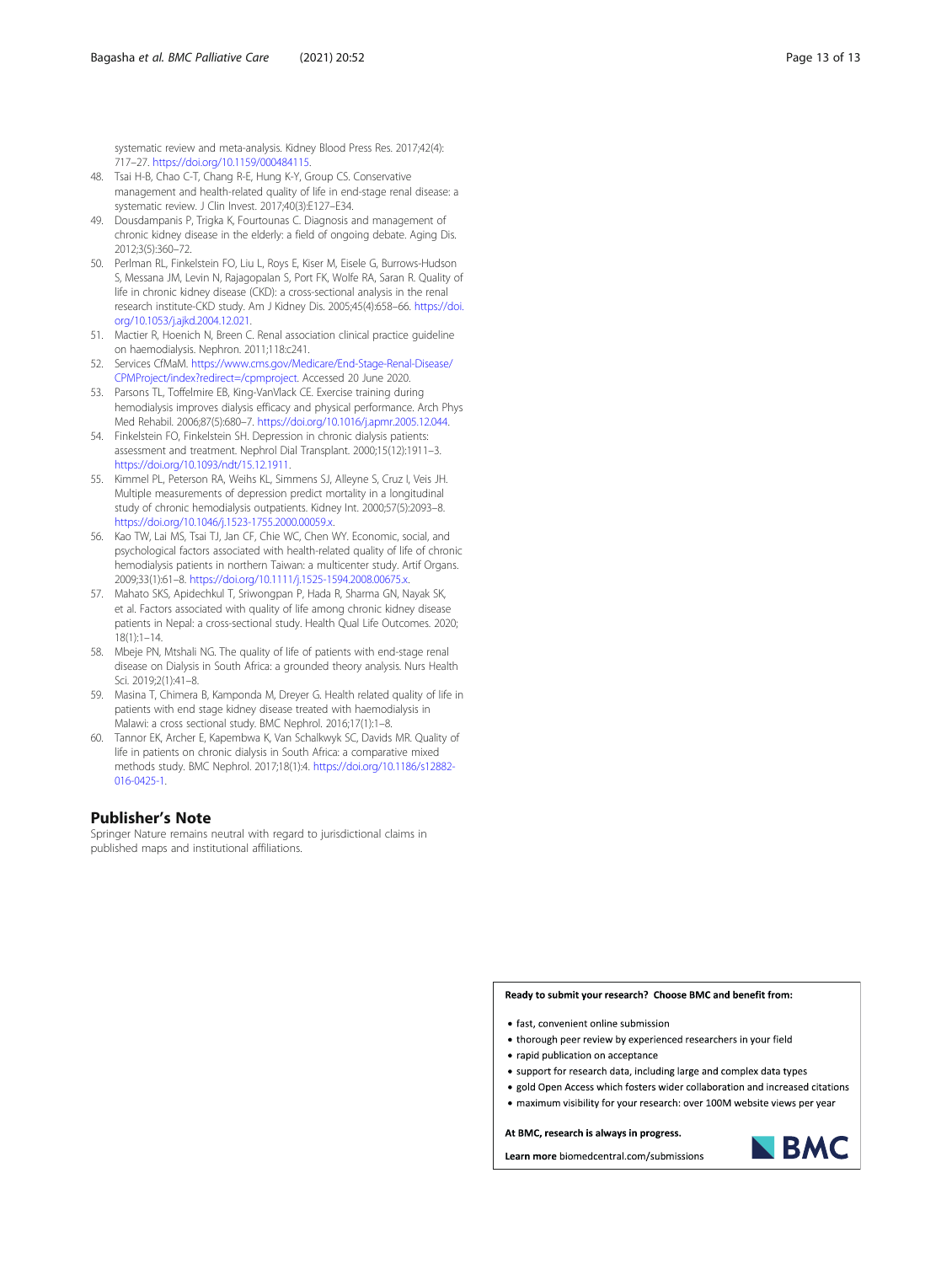systematic review and meta-analysis. Kidney Blood Press Res. 2017;42(4): 717–27. https://doi.org/10.1159/000484115.

48. Tsai H-B, Chao C-T, Chang R-E, Hung K-Y, Group CS. Conservative management and health-related quality of life in end-stage renal disease: a systematic review. J Clin Invest. 2017;40(3):E127–E34.
49. Dousdampanis P, Trigka K, Fourtounas C. Diagnosis and management of chronic kidney disease in the elderly: a field of ongoing debate. Aging Dis. 2012;3(5):360–72.
50. Perlman RL, Finkelstein FO, Liu L, Roys E, Kiser M, Eisele G, Burrows-Hudson S, Messana JM, Levin N, Rajagopalan S, Port FK, Wolfe RA, Saran R. Quality of life in chronic kidney disease (CKD): a cross-sectional analysis in the renal research institute-CKD study. Am J Kidney Dis. 2005;45(4):658–66. https://doi.org/10.1053/j.ajkd.2004.12.021.
51. Mactier R, Hoenich N, Breen C. Renal association clinical practice guideline on haemodialysis. Nephron. 2011;118:c241.
52. Services CfMaM. https://www.cms.gov/Medicare/End-Stage-Renal-Disease/CPMProject/index?redirect=/cpmproject. Accessed 20 June 2020.
53. Parsons TL, Toffelmire EB, King-VanVlack CE. Exercise training during hemodialysis improves dialysis efficacy and physical performance. Arch Phys Med Rehabil. 2006;87(5):680–7. https://doi.org/10.1016/j.apmr.2005.12.044.
54. Finkelstein FO, Finkelstein SH. Depression in chronic dialysis patients: assessment and treatment. Nephrol Dial Transplant. 2000;15(12):1911–3. https://doi.org/10.1093/ndt/15.12.1911.
55. Kimmel PL, Peterson RA, Weihs KL, Simmens SJ, Alleyne S, Cruz I, Veis JH. Multiple measurements of depression predict mortality in a longitudinal study of chronic hemodialysis outpatients. Kidney Int. 2000;57(5):2093–8. https://doi.org/10.1046/j.1523-1755.2000.00059.x.
56. Kao TW, Lai MS, Tsai TJ, Jan CF, Chie WC, Chen WY. Economic, social, and psychological factors associated with health-related quality of life of chronic hemodialysis patients in northern Taiwan: a multicenter study. Artif Organs. 2009;33(1):61–8. https://doi.org/10.1111/j.1525-1594.2008.00675.x.
57. Mahato SKS, Apidechkul T, Sriwongpan P, Hada R, Sharma GN, Nayak SK, et al. Factors associated with quality of life among chronic kidney disease patients in Nepal: a cross-sectional study. Health Qual Life Outcomes. 2020; 18(1):1–14.
58. Mbeje PN, Mtshali NG. The quality of life of patients with end-stage renal disease on Dialysis in South Africa: a grounded theory analysis. Nurs Health Sci. 2019;2(1):41–8.
59. Masina T, Chimera B, Kamponda M, Dreyer G. Health related quality of life in patients with end stage kidney disease treated with haemodialysis in Malawi: a cross sectional study. BMC Nephrol. 2016;17(1):1–8.
60. Tannor EK, Archer E, Kapembwa K, Van Schalkwyk SC, Davids MR. Quality of life in patients on chronic dialysis in South Africa: a comparative mixed methods study. BMC Nephrol. 2017;18(1):4. https://doi.org/10.1186/s12882-016-0425-1.

## Publisher's Note

Springer Nature remains neutral with regard to jurisdictional claims in published maps and institutional affiliations.

**Ready to submit your research? Choose BMC and benefit from:**

- fast, convenient online submission
- thorough peer review by experienced researchers in your field
- rapid publication on acceptance
- support for research data, including large and complex data types
- gold Open Access which fosters wider collaboration and increased citations
- maximum visibility for your research: over 100M website views per year

**At BMC, research is always in progress.**

**Learn more** biomedcentral.com/submissions

BMC